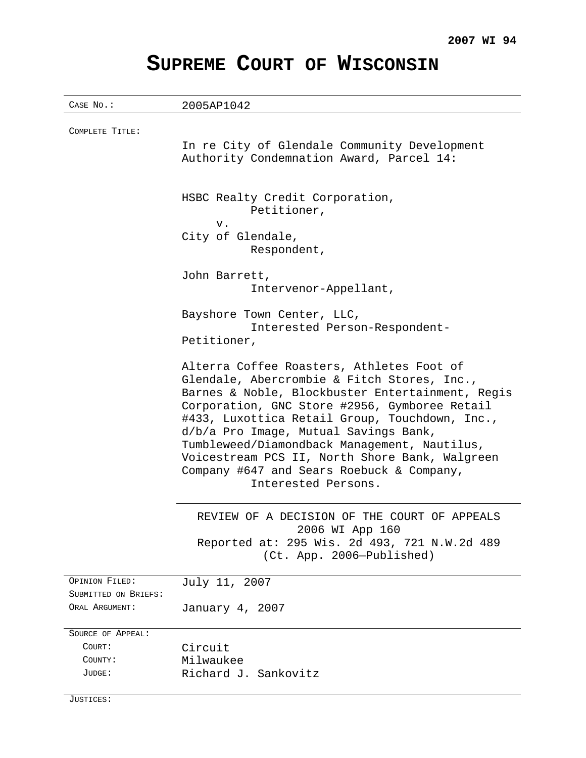**2007 WI 94**

# SUPREME COURT OF WISCONSIN

| | |
|---|---|
| CASE NO.: | 2005AP1042 |
| COMPLETE TITLE: | In re City of Glendale Community Development Authority Condemnation Award, Parcel 14:<br><br>HSBC Realty Credit Corporation,<br>Petitioner,<br>v.<br>City of Glendale,<br>Respondent,<br><br>John Barrett,<br>Intervenor-Appellant,<br><br>Bayshore Town Center, LLC,<br>Interested Person-Respondent-Petitioner,<br><br>Alterra Coffee Roasters, Athletes Foot of Glendale, Abercrombie & Fitch Stores, Inc., Barnes & Noble, Blockbuster Entertainment, Regis Corporation, GNC Store #2956, Gymboree Retail #433, Luxottica Retail Group, Touchdown, Inc., d/b/a Pro Image, Mutual Savings Bank, Tumbleweed/Diamondback Management, Nautilus, Voicestream PCS II, North Shore Bank, Walgreen Company #647 and Sears Roebuck & Company,<br>Interested Persons. |
| | REVIEW OF A DECISION OF THE COURT OF APPEALS<br>2006 WI App 160<br>Reported at: 295 Wis. 2d 493, 721 N.W.2d 489<br>(Ct. App. 2006—Published) |
| OPINION FILED: | July 11, 2007 |
| SUBMITTED ON BRIEFS: | |
| ORAL ARGUMENT: | January 4, 2007 |
| SOURCE OF APPEAL: | |
| COURT: | Circuit |
| COUNTY: | Milwaukee |
| JUDGE: | Richard J. Sankovitz |
| JUSTICES: | |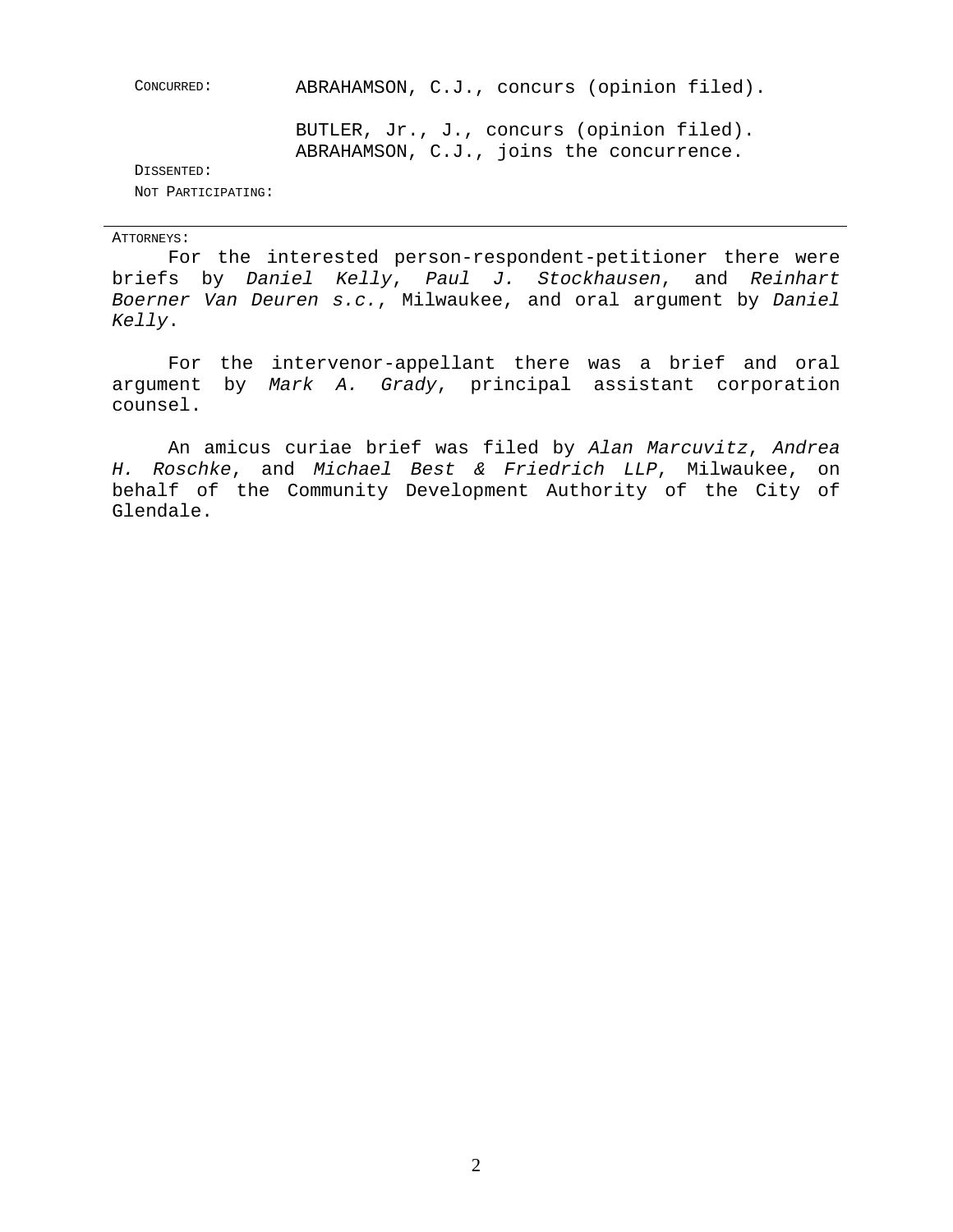CONCURRED: ABRAHAMSON, C.J., concurs (opinion filed).

BUTLER, Jr., J., concurs (opinion filed).
ABRAHAMSON, C.J., joins the concurrence.

DISSENTED:

NOT PARTICIPATING:

---

ATTORNEYS:

For the interested person-respondent-petitioner there were briefs by *Daniel Kelly*, *Paul J. Stockhausen*, and *Reinhart Boerner Van Deuren s.c.*, Milwaukee, and oral argument by *Daniel Kelly*.

For the intervenor-appellant there was a brief and oral argument by *Mark A. Grady*, principal assistant corporation counsel.

An amicus curiae brief was filed by *Alan Marcuvitz*, *Andrea H. Roschke*, and *Michael Best & Friedrich LLP*, Milwaukee, on behalf of the Community Development Authority of the City of Glendale.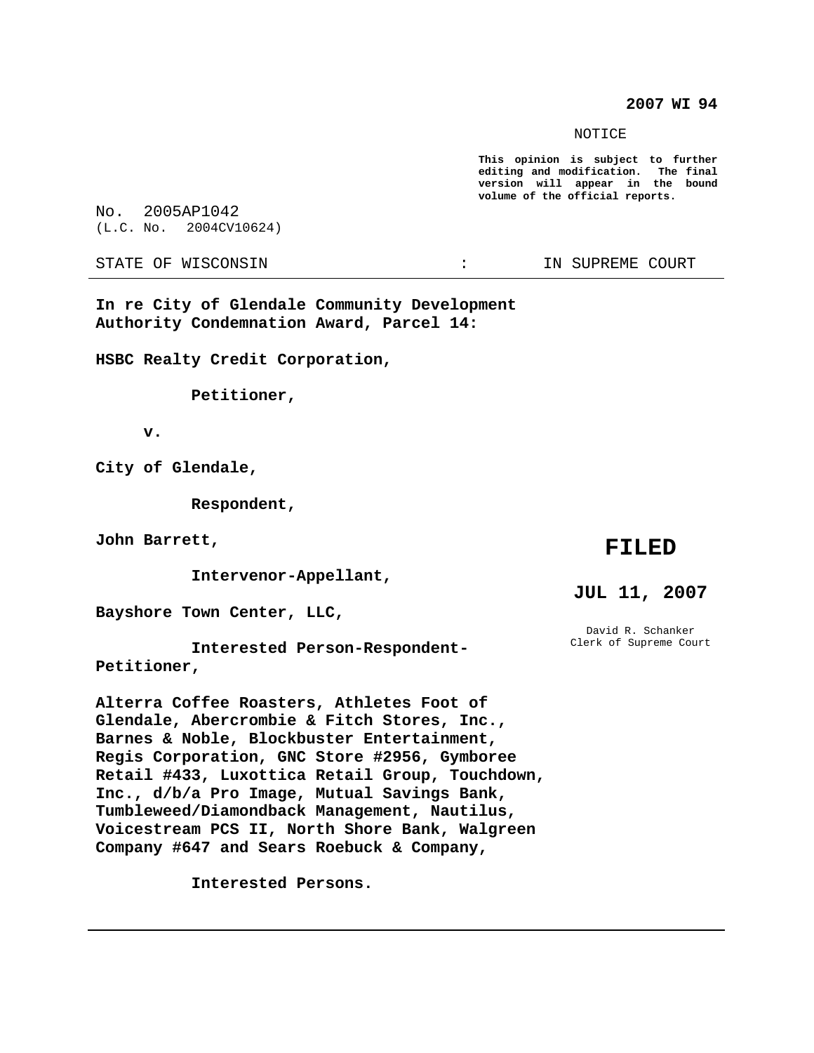**2007 WI 94**

NOTICE

**This opinion is subject to further editing and modification. The final version will appear in the bound volume of the official reports.**

No. 2005AP1042
(L.C. No. 2004CV10624)

STATE OF WISCONSIN : IN SUPREME COURT

---

**In re City of Glendale Community Development Authority Condemnation Award, Parcel 14:**

**HSBC Realty Credit Corporation,**

**Petitioner,**

**v.**

**City of Glendale,**

**Respondent,**

**John Barrett,**

**Intervenor-Appellant,**

**Bayshore Town Center, LLC,**

**Interested Person-Respondent-Petitioner,**

**Alterra Coffee Roasters, Athletes Foot of Glendale, Abercrombie & Fitch Stores, Inc., Barnes & Noble, Blockbuster Entertainment, Regis Corporation, GNC Store #2956, Gymboree Retail #433, Luxottica Retail Group, Touchdown, Inc., d/b/a Pro Image, Mutual Savings Bank, Tumbleweed/Diamondback Management, Nautilus, Voicestream PCS II, North Shore Bank, Walgreen Company #647 and Sears Roebuck & Company,**

**Interested Persons.**

**FILED**

**JUL 11, 2007**

David R. Schanker
Clerk of Supreme Court

---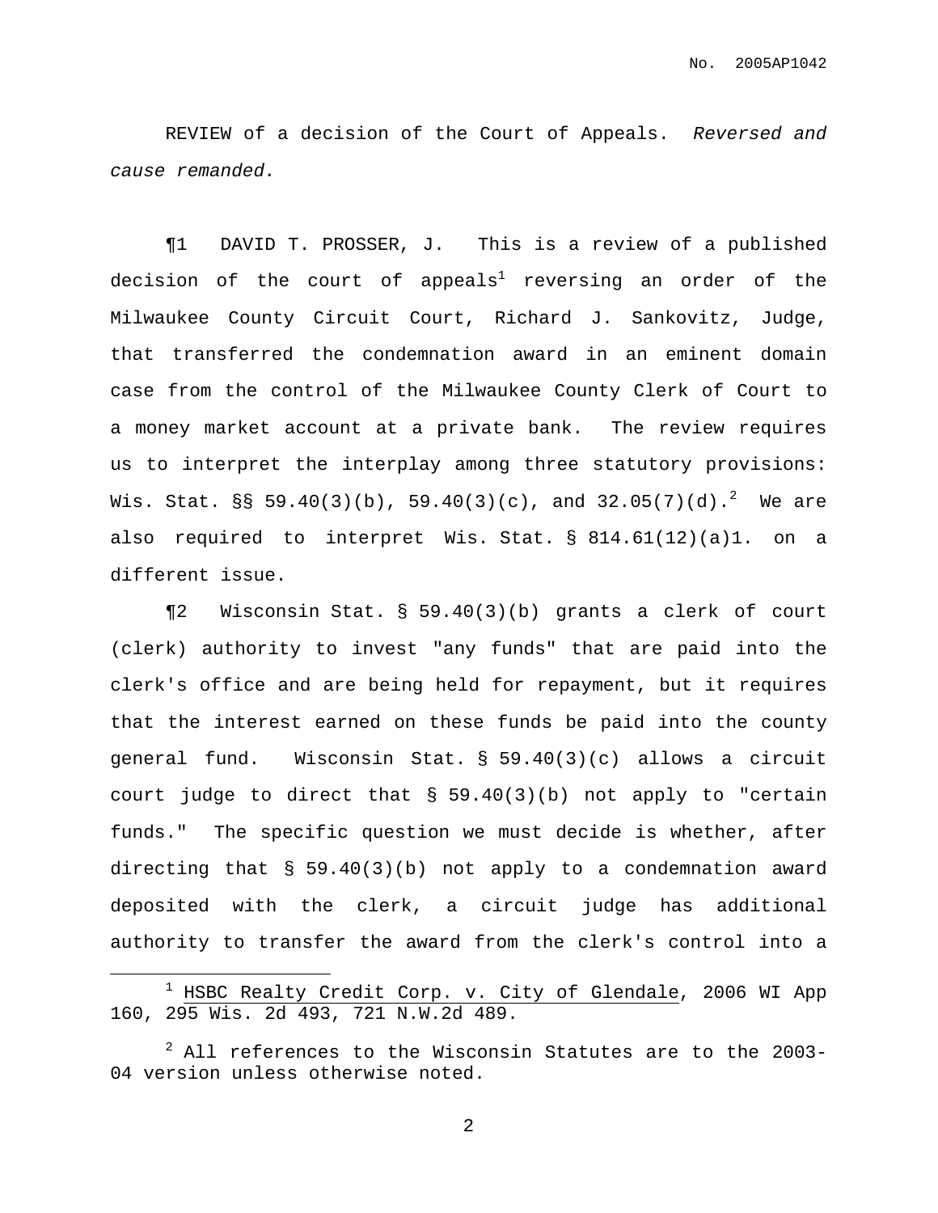REVIEW of a decision of the Court of Appeals. *Reversed and cause remanded.*

¶1 DAVID T. PROSSER, J. This is a review of a published decision of the court of appeals[1] reversing an order of the Milwaukee County Circuit Court, Richard J. Sankovitz, Judge, that transferred the condemnation award in an eminent domain case from the control of the Milwaukee County Clerk of Court to a money market account at a private bank. The review requires us to interpret the interplay among three statutory provisions: Wis. Stat. §§ 59.40(3)(b), 59.40(3)(c), and 32.05(7)(d).[2] We are also required to interpret Wis. Stat. § 814.61(12)(a)1. on a different issue.

¶2 Wisconsin Stat. § 59.40(3)(b) grants a clerk of court (clerk) authority to invest "any funds" that are paid into the clerk's office and are being held for repayment, but it requires that the interest earned on these funds be paid into the county general fund. Wisconsin Stat. § 59.40(3)(c) allows a circuit court judge to direct that § 59.40(3)(b) not apply to "certain funds." The specific question we must decide is whether, after directing that § 59.40(3)(b) not apply to a condemnation award deposited with the clerk, a circuit judge has additional authority to transfer the award from the clerk's control into a

---

[1] HSBC Realty Credit Corp. v. City of Glendale, 2006 WI App 160, 295 Wis. 2d 493, 721 N.W.2d 489.

[2] All references to the Wisconsin Statutes are to the 2003-04 version unless otherwise noted.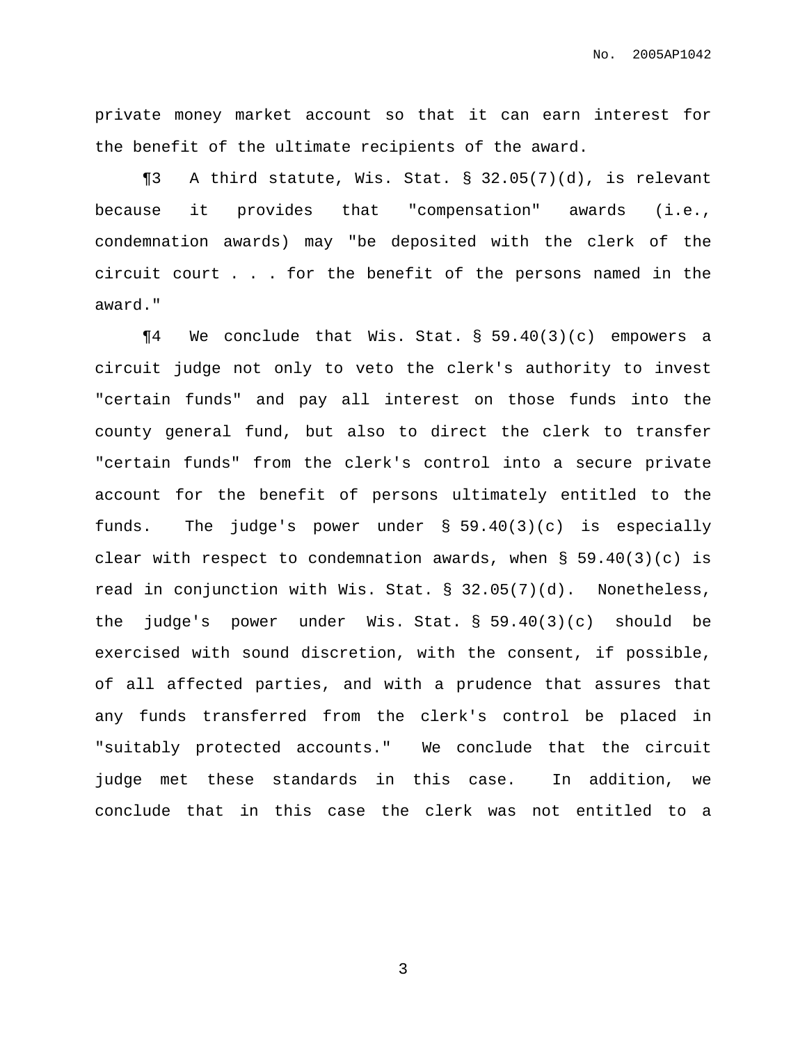private money market account so that it can earn interest for the benefit of the ultimate recipients of the award.

¶3 A third statute, Wis. Stat. § 32.05(7)(d), is relevant because it provides that "compensation" awards (i.e., condemnation awards) may "be deposited with the clerk of the circuit court . . . for the benefit of the persons named in the award."

¶4 We conclude that Wis. Stat. § 59.40(3)(c) empowers a circuit judge not only to veto the clerk's authority to invest "certain funds" and pay all interest on those funds into the county general fund, but also to direct the clerk to transfer "certain funds" from the clerk's control into a secure private account for the benefit of persons ultimately entitled to the funds. The judge's power under § 59.40(3)(c) is especially clear with respect to condemnation awards, when § 59.40(3)(c) is read in conjunction with Wis. Stat. § 32.05(7)(d). Nonetheless, the judge's power under Wis. Stat. § 59.40(3)(c) should be exercised with sound discretion, with the consent, if possible, of all affected parties, and with a prudence that assures that any funds transferred from the clerk's control be placed in "suitably protected accounts." We conclude that the circuit judge met these standards in this case. In addition, we conclude that in this case the clerk was not entitled to a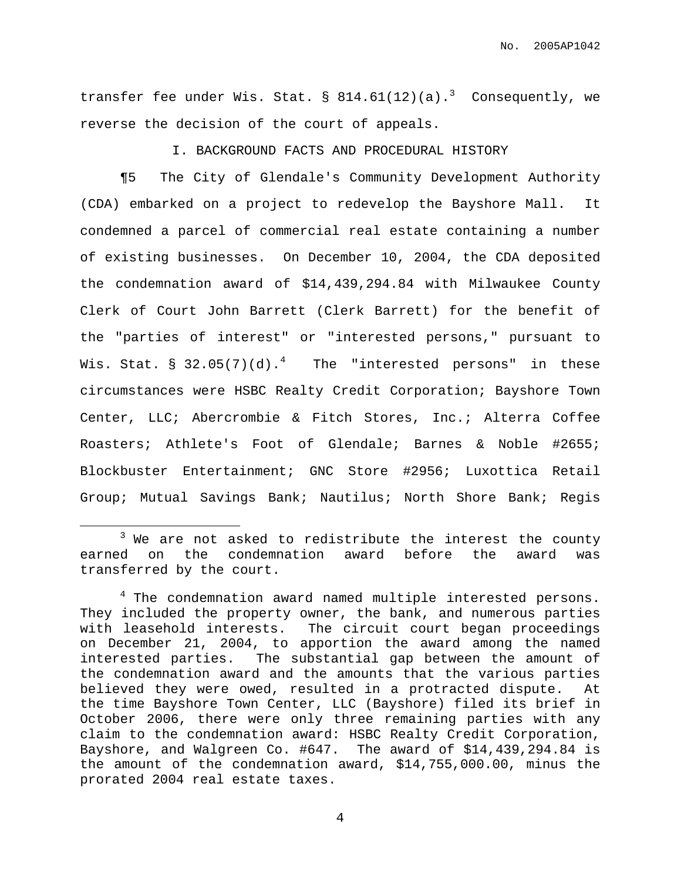transfer fee under Wis. Stat. § 814.61(12)(a).[3] Consequently, we reverse the decision of the court of appeals.

## I. BACKGROUND FACTS AND PROCEDURAL HISTORY

¶5 The City of Glendale's Community Development Authority (CDA) embarked on a project to redevelop the Bayshore Mall. It condemned a parcel of commercial real estate containing a number of existing businesses. On December 10, 2004, the CDA deposited the condemnation award of $14,439,294.84 with Milwaukee County Clerk of Court John Barrett (Clerk Barrett) for the benefit of the "parties of interest" or "interested persons," pursuant to Wis. Stat. § 32.05(7)(d).[4] The "interested persons" in these circumstances were HSBC Realty Credit Corporation; Bayshore Town Center, LLC; Abercrombie & Fitch Stores, Inc.; Alterra Coffee Roasters; Athlete's Foot of Glendale; Barnes & Noble #2655; Blockbuster Entertainment; GNC Store #2956; Luxottica Retail Group; Mutual Savings Bank; Nautilus; North Shore Bank; Regis

---

[3] We are not asked to redistribute the interest the county earned on the condemnation award before the award was transferred by the court.

[4] The condemnation award named multiple interested persons. They included the property owner, the bank, and numerous parties with leasehold interests. The circuit court began proceedings on December 21, 2004, to apportion the award among the named interested parties. The substantial gap between the amount of the condemnation award and the amounts that the various parties believed they were owed, resulted in a protracted dispute. At the time Bayshore Town Center, LLC (Bayshore) filed its brief in October 2006, there were only three remaining parties with any claim to the condemnation award: HSBC Realty Credit Corporation, Bayshore, and Walgreen Co. #647. The award of $14,439,294.84 is the amount of the condemnation award, $14,755,000.00, minus the prorated 2004 real estate taxes.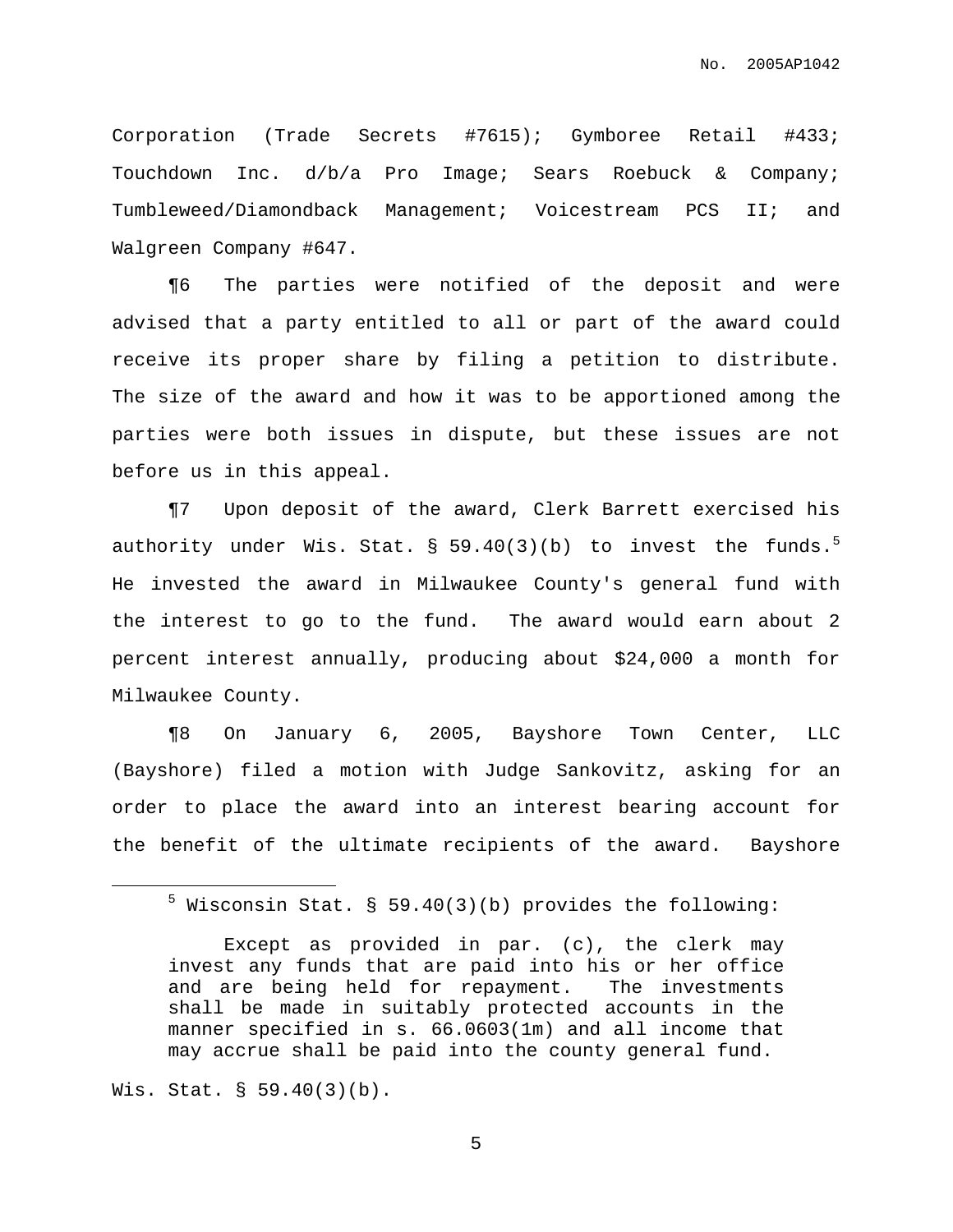Corporation (Trade Secrets #7615); Gymboree Retail #433; Touchdown Inc. d/b/a Pro Image; Sears Roebuck & Company; Tumbleweed/Diamondback Management; Voicestream PCS II; and Walgreen Company #647.

¶6 The parties were notified of the deposit and were advised that a party entitled to all or part of the award could receive its proper share by filing a petition to distribute. The size of the award and how it was to be apportioned among the parties were both issues in dispute, but these issues are not before us in this appeal.

¶7 Upon deposit of the award, Clerk Barrett exercised his authority under Wis. Stat. § 59.40(3)(b) to invest the funds.[5] He invested the award in Milwaukee County's general fund with the interest to go to the fund. The award would earn about 2 percent interest annually, producing about $24,000 a month for Milwaukee County.

¶8 On January 6, 2005, Bayshore Town Center, LLC (Bayshore) filed a motion with Judge Sankovitz, asking for an order to place the award into an interest bearing account for the benefit of the ultimate recipients of the award. Bayshore

---

[5] Wisconsin Stat. § 59.40(3)(b) provides the following:

> Except as provided in par. (c), the clerk may invest any funds that are paid into his or her office and are being held for repayment. The investments shall be made in suitably protected accounts in the manner specified in s. 66.0603(1m) and all income that may accrue shall be paid into the county general fund.

Wis. Stat. § 59.40(3)(b).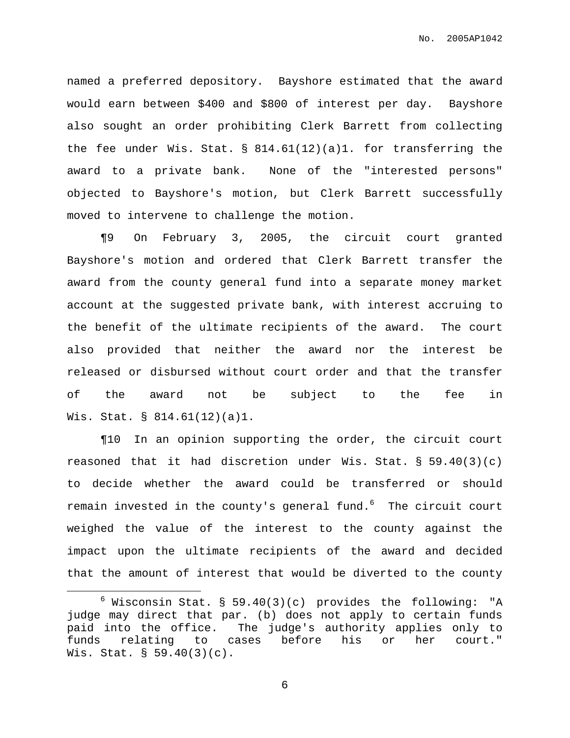named a preferred depository. Bayshore estimated that the award would earn between $400 and $800 of interest per day. Bayshore also sought an order prohibiting Clerk Barrett from collecting the fee under Wis. Stat. § 814.61(12)(a)1. for transferring the award to a private bank. None of the "interested persons" objected to Bayshore's motion, but Clerk Barrett successfully moved to intervene to challenge the motion.

¶9 On February 3, 2005, the circuit court granted Bayshore's motion and ordered that Clerk Barrett transfer the award from the county general fund into a separate money market account at the suggested private bank, with interest accruing to the benefit of the ultimate recipients of the award. The court also provided that neither the award nor the interest be released or disbursed without court order and that the transfer of the award not be subject to the fee in Wis. Stat. § 814.61(12)(a)1.

¶10 In an opinion supporting the order, the circuit court reasoned that it had discretion under Wis. Stat. § 59.40(3)(c) to decide whether the award could be transferred or should remain invested in the county's general fund.[6] The circuit court weighed the value of the interest to the county against the impact upon the ultimate recipients of the award and decided that the amount of interest that would be diverted to the county

---

[6] Wisconsin Stat. § 59.40(3)(c) provides the following: "A judge may direct that par. (b) does not apply to certain funds paid into the office. The judge's authority applies only to funds relating to cases before his or her court." Wis. Stat. § 59.40(3)(c).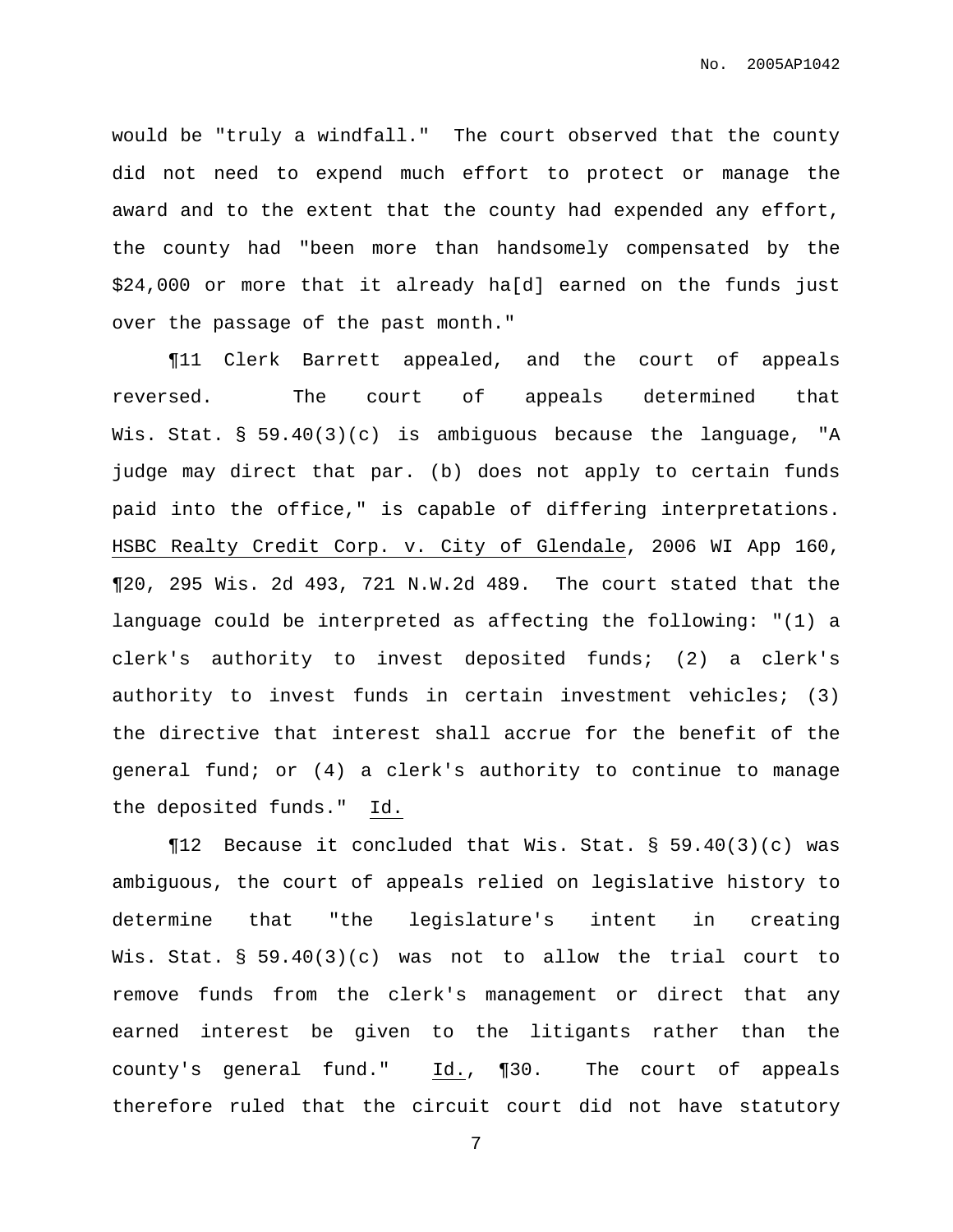would be "truly a windfall." The court observed that the county did not need to expend much effort to protect or manage the award and to the extent that the county had expended any effort, the county had "been more than handsomely compensated by the $24,000 or more that it already ha[d] earned on the funds just over the passage of the past month."

¶11 Clerk Barrett appealed, and the court of appeals reversed. The court of appeals determined that Wis. Stat. § 59.40(3)(c) is ambiguous because the language, "A judge may direct that par. (b) does not apply to certain funds paid into the office," is capable of differing interpretations. HSBC Realty Credit Corp. v. City of Glendale, 2006 WI App 160, ¶20, 295 Wis. 2d 493, 721 N.W.2d 489. The court stated that the language could be interpreted as affecting the following: "(1) a clerk's authority to invest deposited funds; (2) a clerk's authority to invest funds in certain investment vehicles; (3) the directive that interest shall accrue for the benefit of the general fund; or (4) a clerk's authority to continue to manage the deposited funds." Id.

¶12 Because it concluded that Wis. Stat. § 59.40(3)(c) was ambiguous, the court of appeals relied on legislative history to determine that "the legislature's intent in creating Wis. Stat. § 59.40(3)(c) was not to allow the trial court to remove funds from the clerk's management or direct that any earned interest be given to the litigants rather than the county's general fund." Id., ¶30. The court of appeals therefore ruled that the circuit court did not have statutory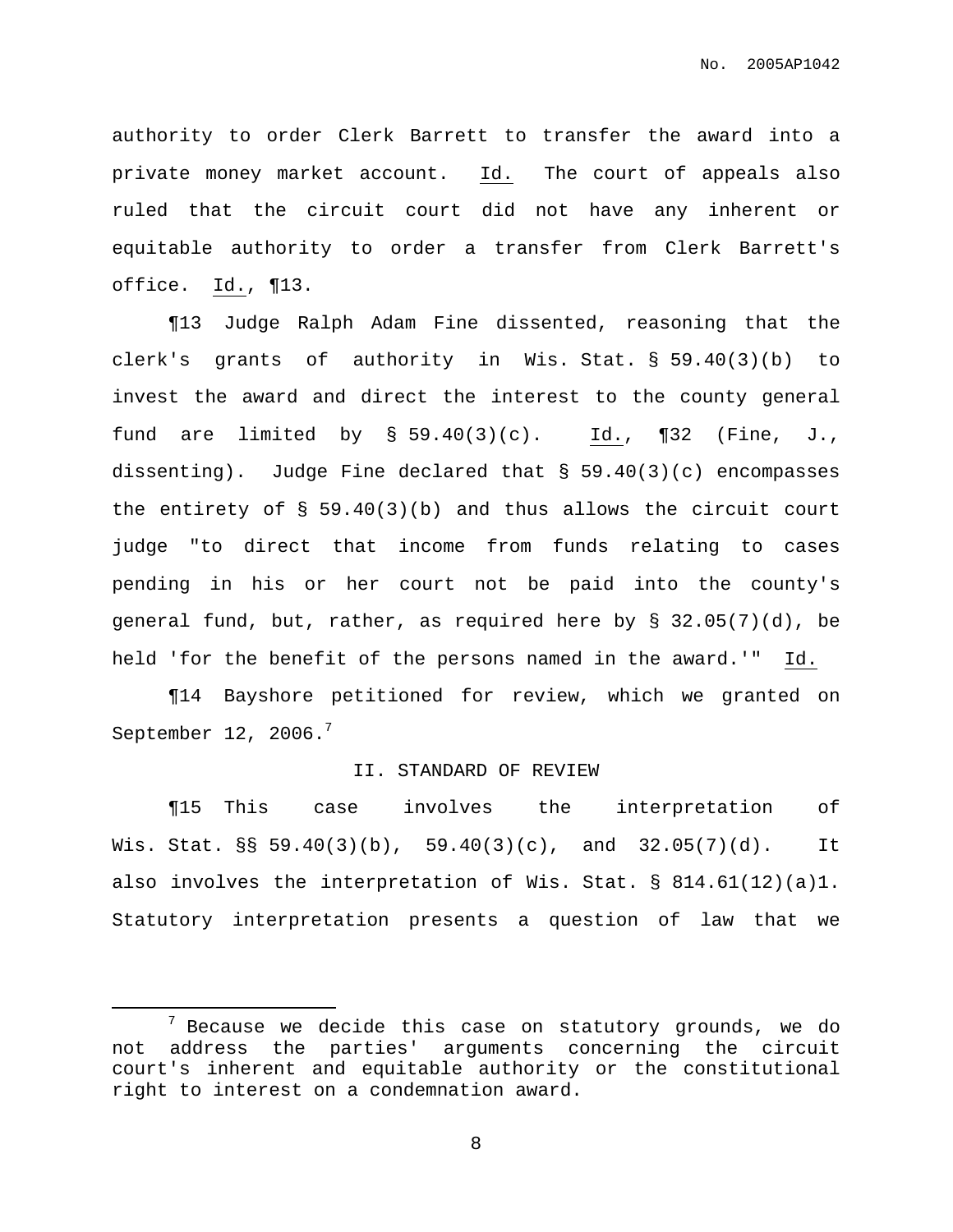authority to order Clerk Barrett to transfer the award into a private money market account. Id. The court of appeals also ruled that the circuit court did not have any inherent or equitable authority to order a transfer from Clerk Barrett's office. Id., ¶13.

¶13 Judge Ralph Adam Fine dissented, reasoning that the clerk's grants of authority in Wis. Stat. § 59.40(3)(b) to invest the award and direct the interest to the county general fund are limited by § 59.40(3)(c). Id., ¶32 (Fine, J., dissenting). Judge Fine declared that § 59.40(3)(c) encompasses the entirety of § 59.40(3)(b) and thus allows the circuit court judge "to direct that income from funds relating to cases pending in his or her court not be paid into the county's general fund, but, rather, as required here by § 32.05(7)(d), be held 'for the benefit of the persons named in the award.'" Id.

¶14 Bayshore petitioned for review, which we granted on September 12, 2006.[7]

## II. STANDARD OF REVIEW

¶15 This case involves the interpretation of Wis. Stat. §§ 59.40(3)(b), 59.40(3)(c), and 32.05(7)(d). It also involves the interpretation of Wis. Stat. § 814.61(12)(a)1. Statutory interpretation presents a question of law that we

---

[7] Because we decide this case on statutory grounds, we do not address the parties' arguments concerning the circuit court's inherent and equitable authority or the constitutional right to interest on a condemnation award.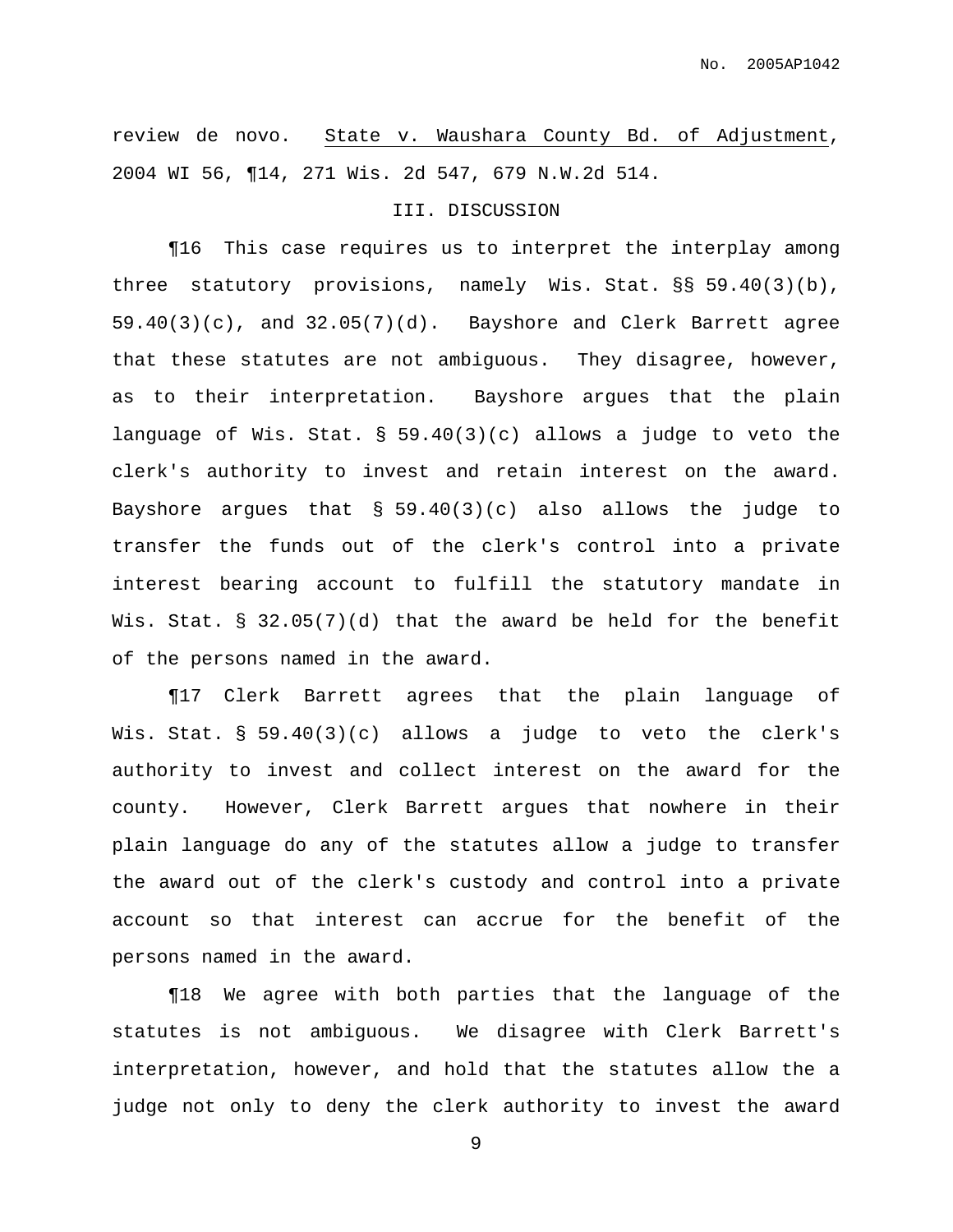review de novo. State v. Waushara County Bd. of Adjustment, 2004 WI 56, ¶14, 271 Wis. 2d 547, 679 N.W.2d 514.

### III. DISCUSSION

¶16 This case requires us to interpret the interplay among three statutory provisions, namely Wis. Stat. §§ 59.40(3)(b), 59.40(3)(c), and 32.05(7)(d). Bayshore and Clerk Barrett agree that these statutes are not ambiguous. They disagree, however, as to their interpretation. Bayshore argues that the plain language of Wis. Stat. § 59.40(3)(c) allows a judge to veto the clerk's authority to invest and retain interest on the award. Bayshore argues that § 59.40(3)(c) also allows the judge to transfer the funds out of the clerk's control into a private interest bearing account to fulfill the statutory mandate in Wis. Stat. § 32.05(7)(d) that the award be held for the benefit of the persons named in the award.

¶17 Clerk Barrett agrees that the plain language of Wis. Stat. § 59.40(3)(c) allows a judge to veto the clerk's authority to invest and collect interest on the award for the county. However, Clerk Barrett argues that nowhere in their plain language do any of the statutes allow a judge to transfer the award out of the clerk's custody and control into a private account so that interest can accrue for the benefit of the persons named in the award.

¶18 We agree with both parties that the language of the statutes is not ambiguous. We disagree with Clerk Barrett's interpretation, however, and hold that the statutes allow the a judge not only to deny the clerk authority to invest the award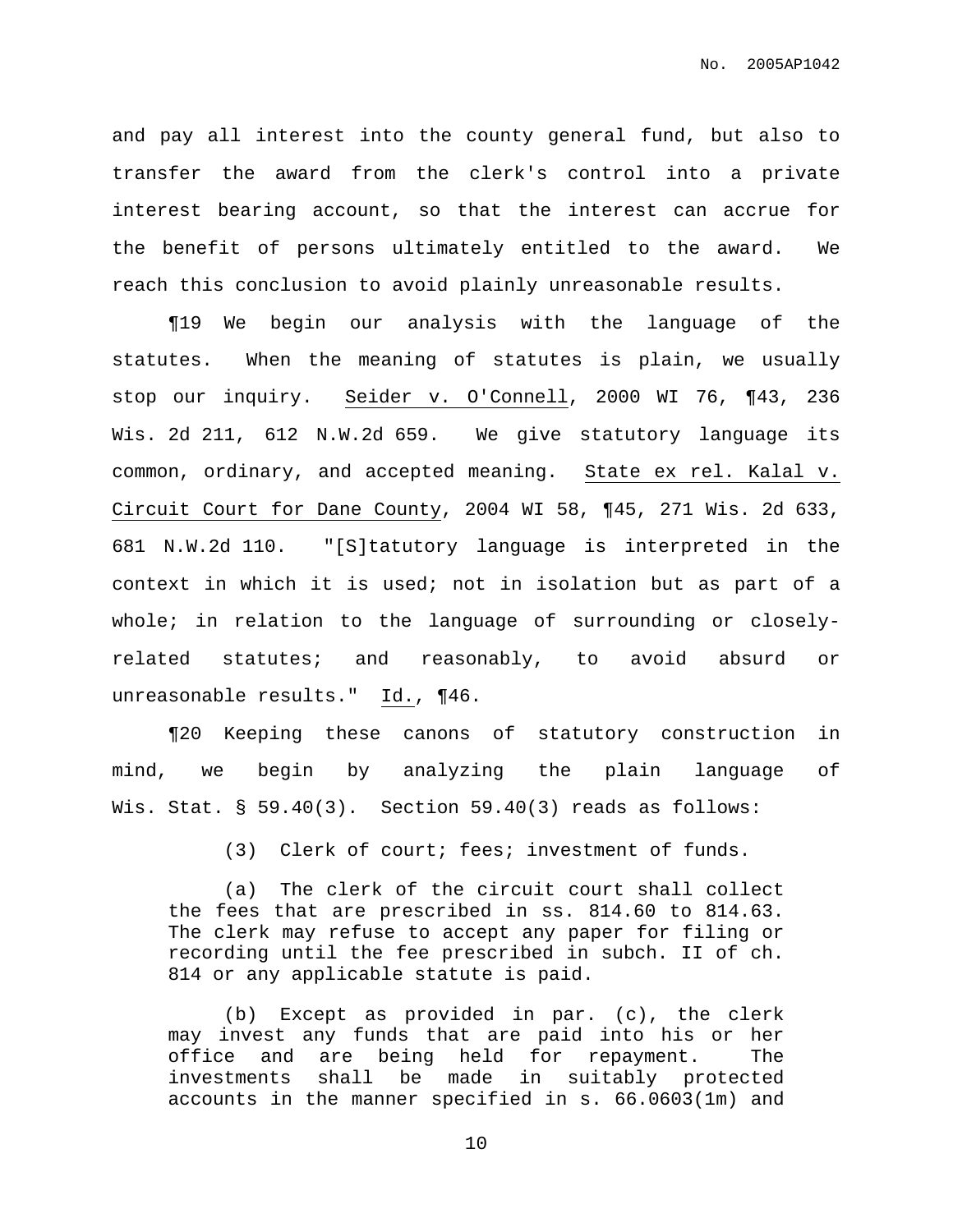and pay all interest into the county general fund, but also to transfer the award from the clerk's control into a private interest bearing account, so that the interest can accrue for the benefit of persons ultimately entitled to the award. We reach this conclusion to avoid plainly unreasonable results.

¶19 We begin our analysis with the language of the statutes. When the meaning of statutes is plain, we usually stop our inquiry. Seider v. O'Connell, 2000 WI 76, ¶43, 236 Wis. 2d 211, 612 N.W.2d 659. We give statutory language its common, ordinary, and accepted meaning. State ex rel. Kalal v. Circuit Court for Dane County, 2004 WI 58, ¶45, 271 Wis. 2d 633, 681 N.W.2d 110. "[S]tatutory language is interpreted in the context in which it is used; not in isolation but as part of a whole; in relation to the language of surrounding or closely-related statutes; and reasonably, to avoid absurd or unreasonable results." Id., ¶46.

¶20 Keeping these canons of statutory construction in mind, we begin by analyzing the plain language of Wis. Stat. § 59.40(3). Section 59.40(3) reads as follows:

> (3) Clerk of court; fees; investment of funds.
>
> (a) The clerk of the circuit court shall collect the fees that are prescribed in ss. 814.60 to 814.63. The clerk may refuse to accept any paper for filing or recording until the fee prescribed in subch. II of ch. 814 or any applicable statute is paid.
>
> (b) Except as provided in par. (c), the clerk may invest any funds that are paid into his or her office and are being held for repayment. The investments shall be made in suitably protected accounts in the manner specified in s. 66.0603(1m) and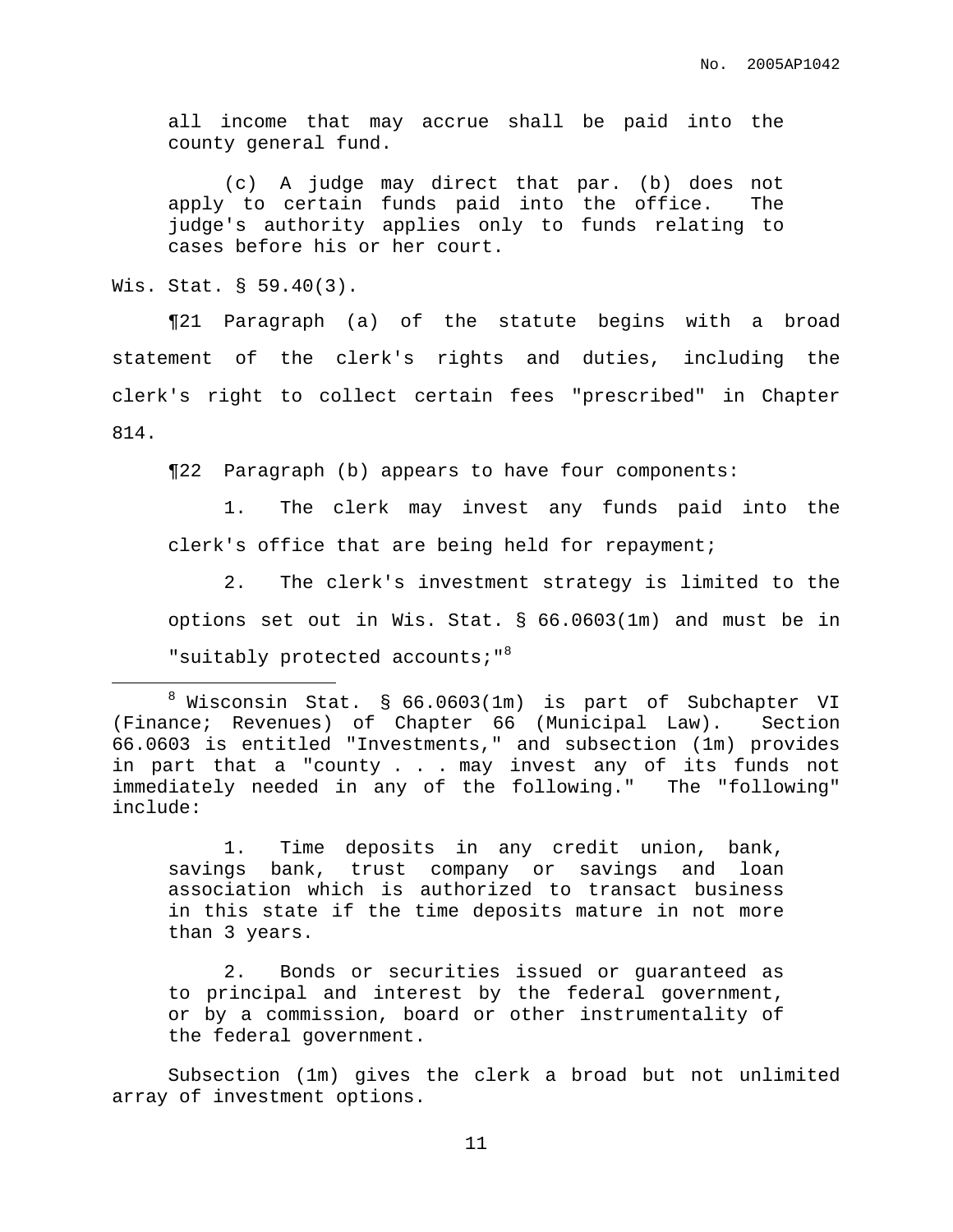all income that may accrue shall be paid into the county general fund.

> (c) A judge may direct that par. (b) does not apply to certain funds paid into the office. The judge's authority applies only to funds relating to cases before his or her court.

Wis. Stat. § 59.40(3).

¶21 Paragraph (a) of the statute begins with a broad statement of the clerk's rights and duties, including the clerk's right to collect certain fees "prescribed" in Chapter 814.

¶22 Paragraph (b) appears to have four components:

1. The clerk may invest any funds paid into the clerk's office that are being held for repayment;

2. The clerk's investment strategy is limited to the options set out in Wis. Stat. § 66.0603(1m) and must be in "suitably protected accounts;"[8]

---

[8] Wisconsin Stat. § 66.0603(1m) is part of Subchapter VI (Finance; Revenues) of Chapter 66 (Municipal Law). Section 66.0603 is entitled "Investments," and subsection (1m) provides in part that a "county . . . may invest any of its funds not immediately needed in any of the following." The "following" include:

> 1. Time deposits in any credit union, bank, savings bank, trust company or savings and loan association which is authorized to transact business in this state if the time deposits mature in not more than 3 years.
>
> 2. Bonds or securities issued or guaranteed as to principal and interest by the federal government, or by a commission, board or other instrumentality of the federal government.

Subsection (1m) gives the clerk a broad but not unlimited array of investment options.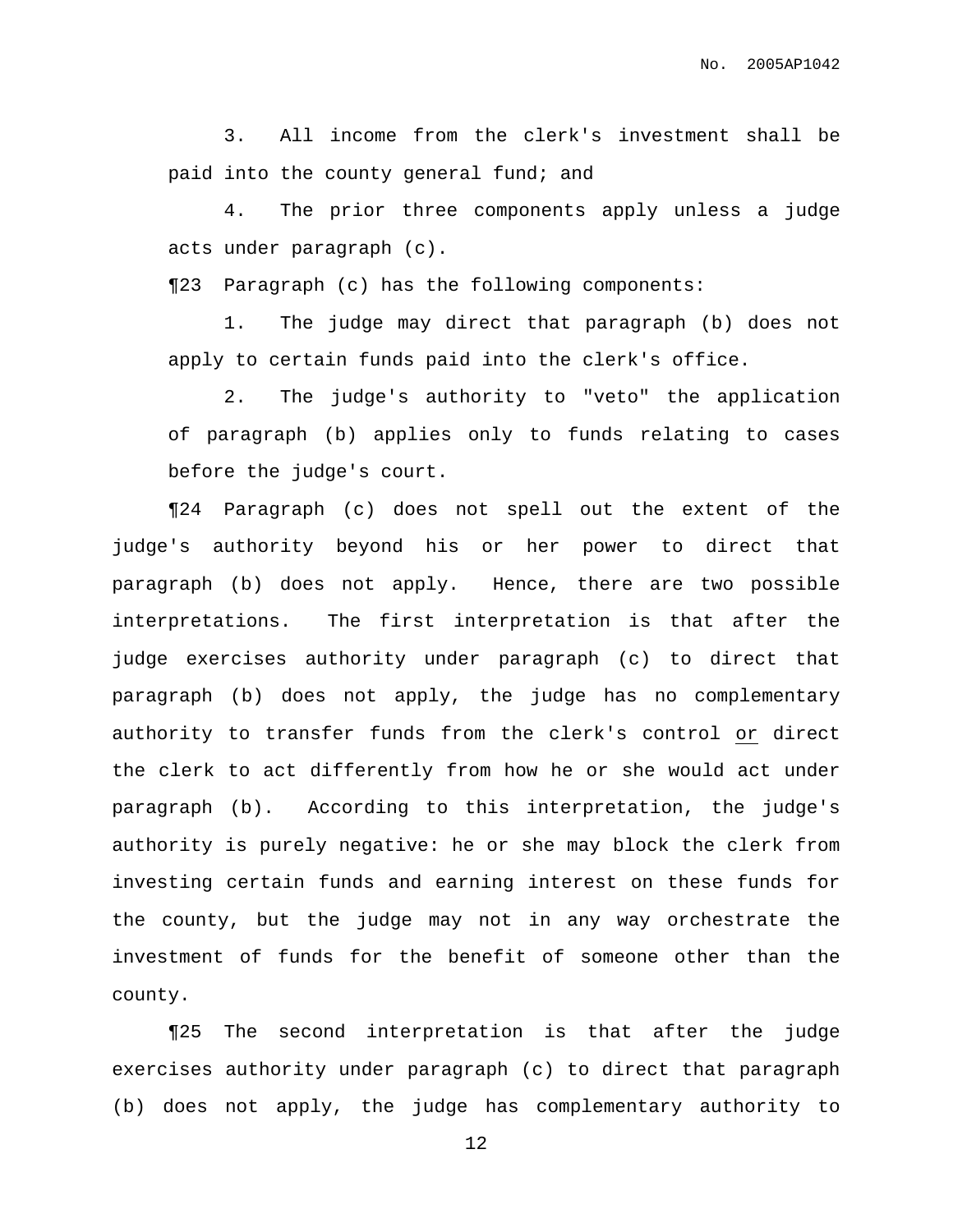3. All income from the clerk's investment shall be paid into the county general fund; and

4. The prior three components apply unless a judge acts under paragraph (c).

¶23 Paragraph (c) has the following components:

1. The judge may direct that paragraph (b) does not apply to certain funds paid into the clerk's office.

2. The judge's authority to "veto" the application of paragraph (b) applies only to funds relating to cases before the judge's court.

¶24 Paragraph (c) does not spell out the extent of the judge's authority beyond his or her power to direct that paragraph (b) does not apply. Hence, there are two possible interpretations. The first interpretation is that after the judge exercises authority under paragraph (c) to direct that paragraph (b) does not apply, the judge has no complementary authority to transfer funds from the clerk's control <u>or</u> direct the clerk to act differently from how he or she would act under paragraph (b). According to this interpretation, the judge's authority is purely negative: he or she may block the clerk from investing certain funds and earning interest on these funds for the county, but the judge may not in any way orchestrate the investment of funds for the benefit of someone other than the county.

¶25 The second interpretation is that after the judge exercises authority under paragraph (c) to direct that paragraph (b) does not apply, the judge has complementary authority to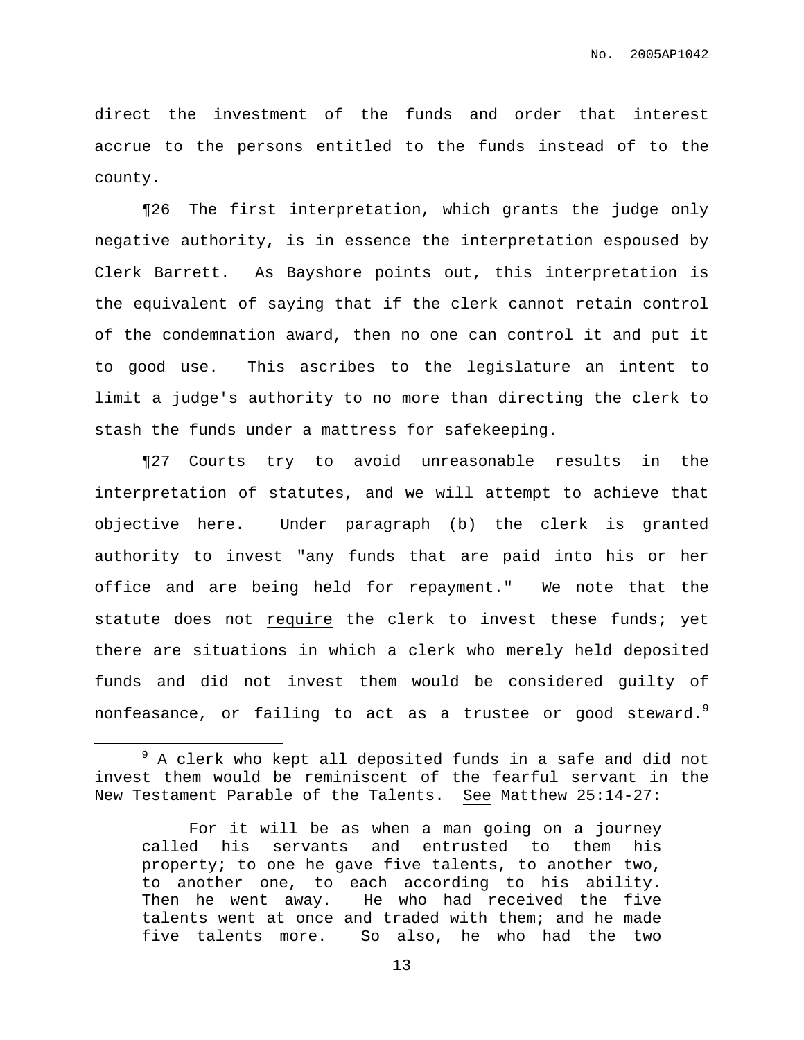direct the investment of the funds and order that interest accrue to the persons entitled to the funds instead of to the county.

¶26 The first interpretation, which grants the judge only negative authority, is in essence the interpretation espoused by Clerk Barrett. As Bayshore points out, this interpretation is the equivalent of saying that if the clerk cannot retain control of the condemnation award, then no one can control it and put it to good use. This ascribes to the legislature an intent to limit a judge's authority to no more than directing the clerk to stash the funds under a mattress for safekeeping.

¶27 Courts try to avoid unreasonable results in the interpretation of statutes, and we will attempt to achieve that objective here. Under paragraph (b) the clerk is granted authority to invest "any funds that are paid into his or her office and are being held for repayment." We note that the statute does not <u>require</u> the clerk to invest these funds; yet there are situations in which a clerk who merely held deposited funds and did not invest them would be considered guilty of nonfeasance, or failing to act as a trustee or good steward.[9]

---

[9] A clerk who kept all deposited funds in a safe and did not invest them would be reminiscent of the fearful servant in the New Testament Parable of the Talents. <u>See</u> Matthew 25:14-27:

> For it will be as when a man going on a journey called his servants and entrusted to them his property; to one he gave five talents, to another two, to another one, to each according to his ability. Then he went away. He who had received the five talents went at once and traded with them; and he made five talents more. So also, he who had the two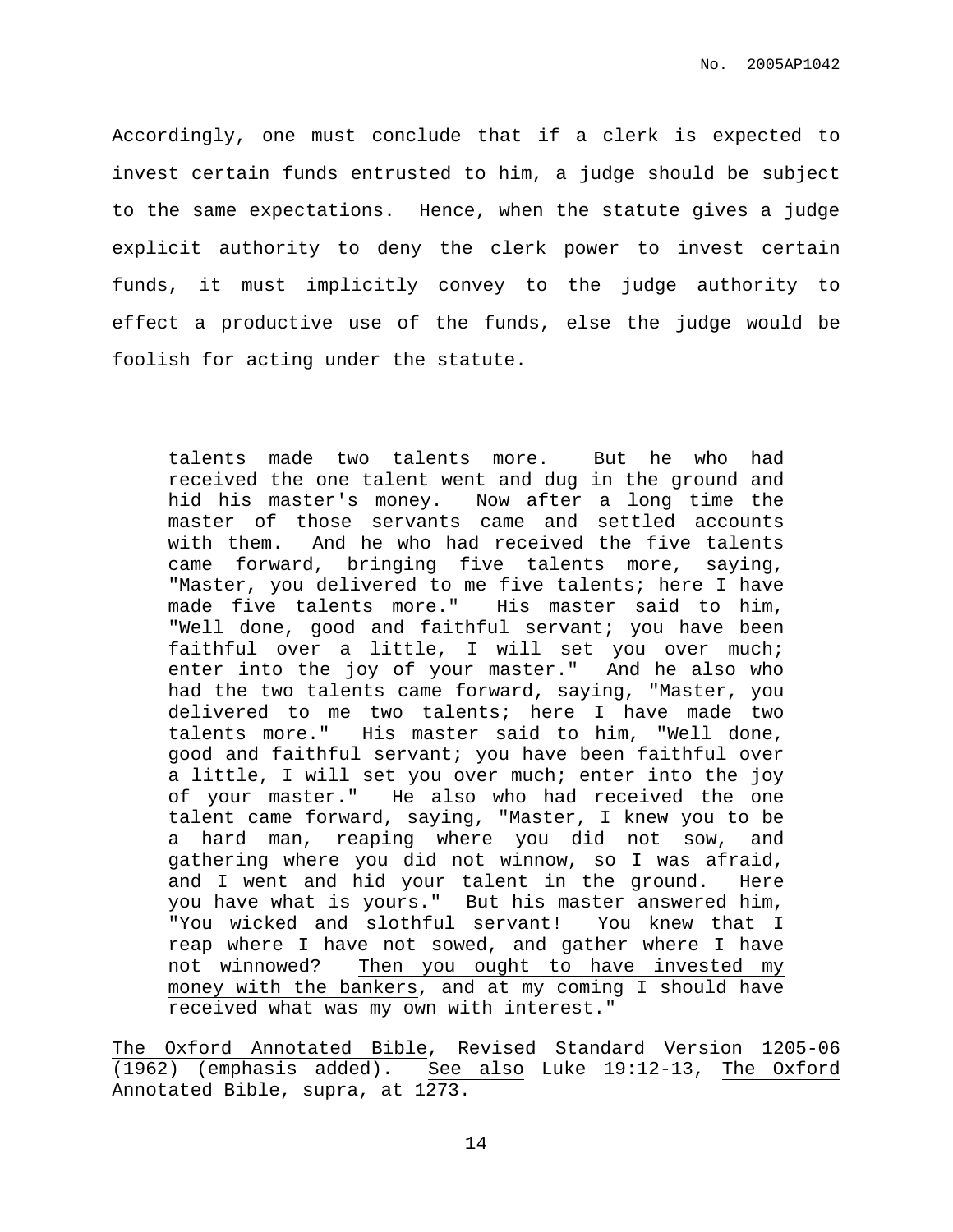Accordingly, one must conclude that if a clerk is expected to invest certain funds entrusted to him, a judge should be subject to the same expectations. Hence, when the statute gives a judge explicit authority to deny the clerk power to invest certain funds, it must implicitly convey to the judge authority to effect a productive use of the funds, else the judge would be foolish for acting under the statute.

---

> talents made two talents more. But he who had received the one talent went and dug in the ground and hid his master's money. Now after a long time the master of those servants came and settled accounts with them. And he who had received the five talents came forward, bringing five talents more, saying, "Master, you delivered to me five talents; here I have made five talents more." His master said to him, "Well done, good and faithful servant; you have been faithful over a little, I will set you over much; enter into the joy of your master." And he also who had the two talents came forward, saying, "Master, you delivered to me two talents; here I have made two talents more." His master said to him, "Well done, good and faithful servant; you have been faithful over a little, I will set you over much; enter into the joy of your master." He also who had received the one talent came forward, saying, "Master, I knew you to be a hard man, reaping where you did not sow, and gathering where you did not winnow, so I was afraid, and I went and hid your talent in the ground. Here you have what is yours." But his master answered him, "You wicked and slothful servant! You knew that I reap where I have not sowed, and gather where I have not winnowed? Then you ought to have invested my money with the bankers, and at my coming I should have received what was my own with interest."

The Oxford Annotated Bible, Revised Standard Version 1205-06 (1962) (emphasis added). See also Luke 19:12-13, The Oxford Annotated Bible, supra, at 1273.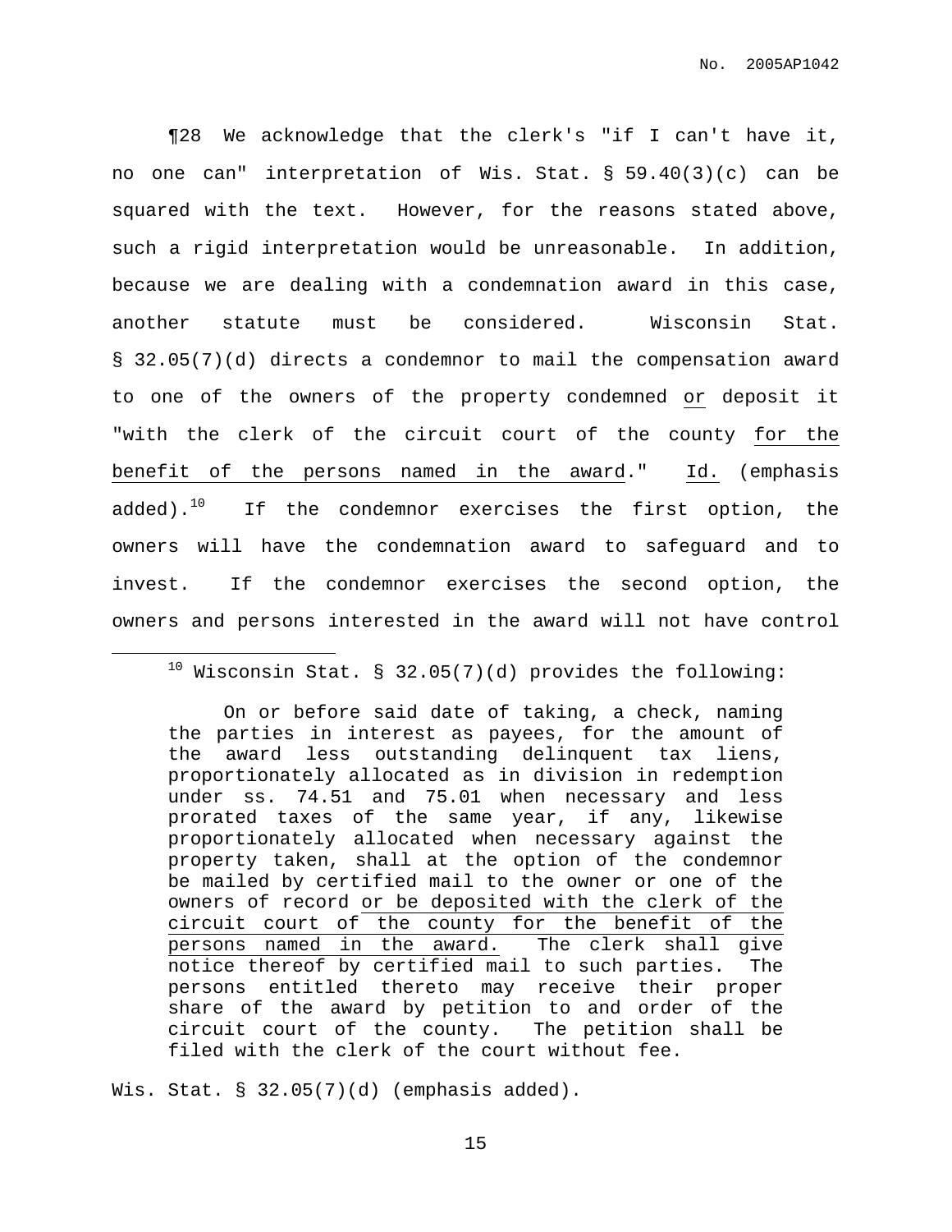¶28 We acknowledge that the clerk's "if I can't have it, no one can" interpretation of Wis. Stat. § 59.40(3)(c) can be squared with the text. However, for the reasons stated above, such a rigid interpretation would be unreasonable. In addition, because we are dealing with a condemnation award in this case, another statute must be considered. Wisconsin Stat. § 32.05(7)(d) directs a condemnor to mail the compensation award to one of the owners of the property condemned <u>or</u> deposit it "with the clerk of the circuit court of the county <u>for the benefit of the persons named in the award</u>." <u>Id.</u> (emphasis added).[10] If the condemnor exercises the first option, the owners will have the condemnation award to safeguard and to invest. If the condemnor exercises the second option, the owners and persons interested in the award will not have control

---

[10] Wisconsin Stat. § 32.05(7)(d) provides the following:

> On or before said date of taking, a check, naming the parties in interest as payees, for the amount of the award less outstanding delinquent tax liens, proportionately allocated as in division in redemption under ss. 74.51 and 75.01 when necessary and less prorated taxes of the same year, if any, likewise proportionately allocated when necessary against the property taken, shall at the option of the condemnor be mailed by certified mail to the owner or one of the owners of record <u>or be deposited with the clerk of the circuit court of the county for the benefit of the persons named in the award.</u> The clerk shall give notice thereof by certified mail to such parties. The persons entitled thereto may receive their proper share of the award by petition to and order of the circuit court of the county. The petition shall be filed with the clerk of the court without fee.

Wis. Stat. § 32.05(7)(d) (emphasis added).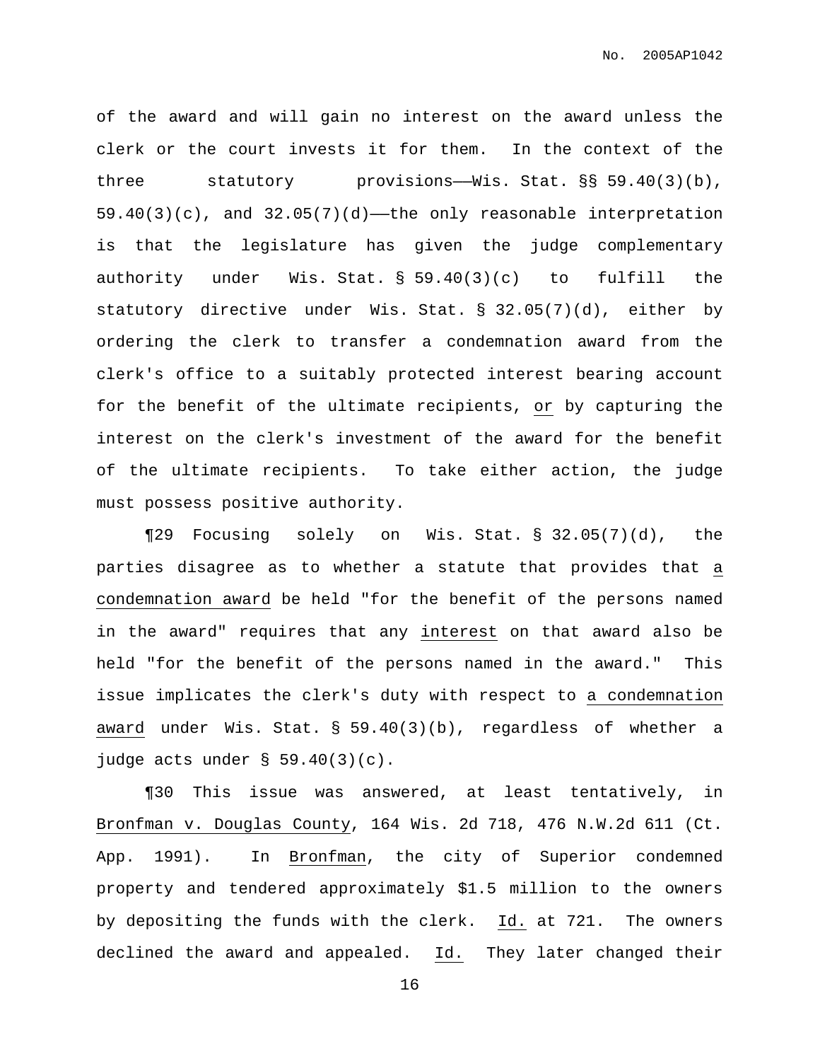of the award and will gain no interest on the award unless the clerk or the court invests it for them. In the context of the three statutory provisions——Wis. Stat. §§ 59.40(3)(b), 59.40(3)(c), and 32.05(7)(d)——the only reasonable interpretation is that the legislature has given the judge complementary authority under Wis. Stat. § 59.40(3)(c) to fulfill the statutory directive under Wis. Stat. § 32.05(7)(d), either by ordering the clerk to transfer a condemnation award from the clerk's office to a suitably protected interest bearing account for the benefit of the ultimate recipients, <u>or</u> by capturing the interest on the clerk's investment of the award for the benefit of the ultimate recipients. To take either action, the judge must possess positive authority.

¶29 Focusing solely on Wis. Stat. § 32.05(7)(d), the parties disagree as to whether a statute that provides that <u>a condemnation award</u> be held "for the benefit of the persons named in the award" requires that any <u>interest</u> on that award also be held "for the benefit of the persons named in the award." This issue implicates the clerk's duty with respect to <u>a condemnation award</u> under Wis. Stat. § 59.40(3)(b), regardless of whether a judge acts under § 59.40(3)(c).

¶30 This issue was answered, at least tentatively, in <u>Bronfman v. Douglas County</u>, 164 Wis. 2d 718, 476 N.W.2d 611 (Ct. App. 1991). In <u>Bronfman</u>, the city of Superior condemned property and tendered approximately $1.5 million to the owners by depositing the funds with the clerk. <u>Id.</u> at 721. The owners declined the award and appealed. <u>Id.</u> They later changed their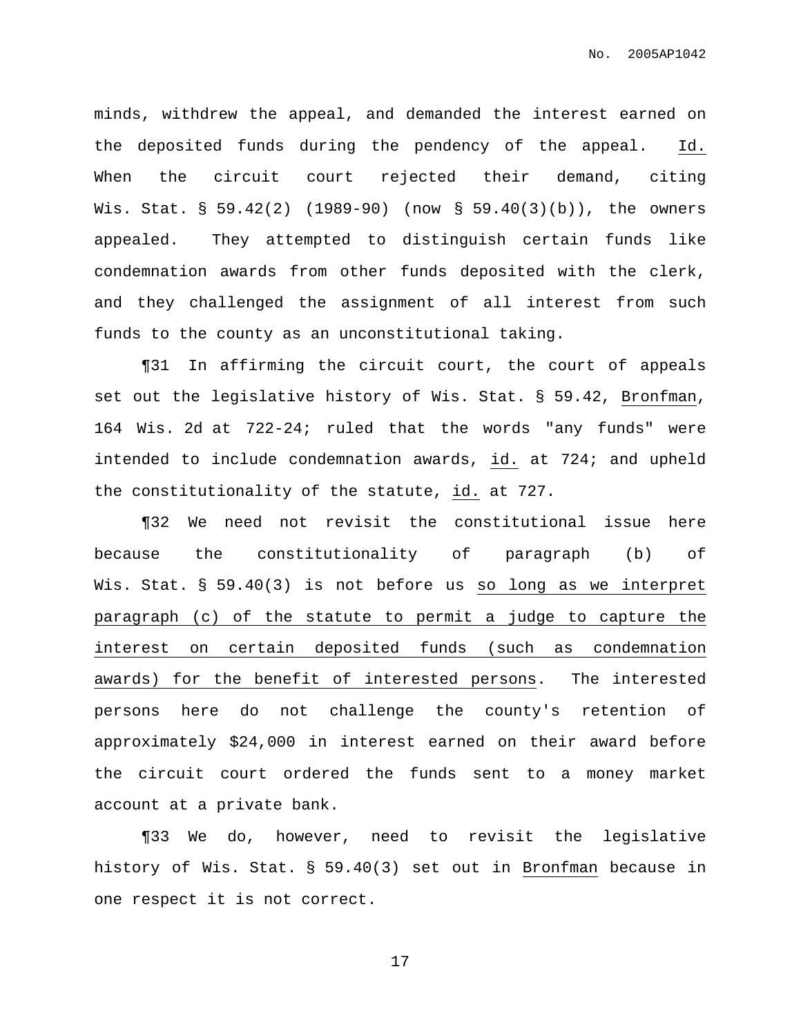minds, withdrew the appeal, and demanded the interest earned on the deposited funds during the pendency of the appeal. Id. When the circuit court rejected their demand, citing Wis. Stat. § 59.42(2) (1989-90) (now § 59.40(3)(b)), the owners appealed. They attempted to distinguish certain funds like condemnation awards from other funds deposited with the clerk, and they challenged the assignment of all interest from such funds to the county as an unconstitutional taking.

¶31 In affirming the circuit court, the court of appeals set out the legislative history of Wis. Stat. § 59.42, Bronfman, 164 Wis. 2d at 722-24; ruled that the words "any funds" were intended to include condemnation awards, id. at 724; and upheld the constitutionality of the statute, id. at 727.

¶32 We need not revisit the constitutional issue here because the constitutionality of paragraph (b) of Wis. Stat. § 59.40(3) is not before us so long as we interpret paragraph (c) of the statute to permit a judge to capture the interest on certain deposited funds (such as condemnation awards) for the benefit of interested persons. The interested persons here do not challenge the county's retention of approximately $24,000 in interest earned on their award before the circuit court ordered the funds sent to a money market account at a private bank.

¶33 We do, however, need to revisit the legislative history of Wis. Stat. § 59.40(3) set out in Bronfman because in one respect it is not correct.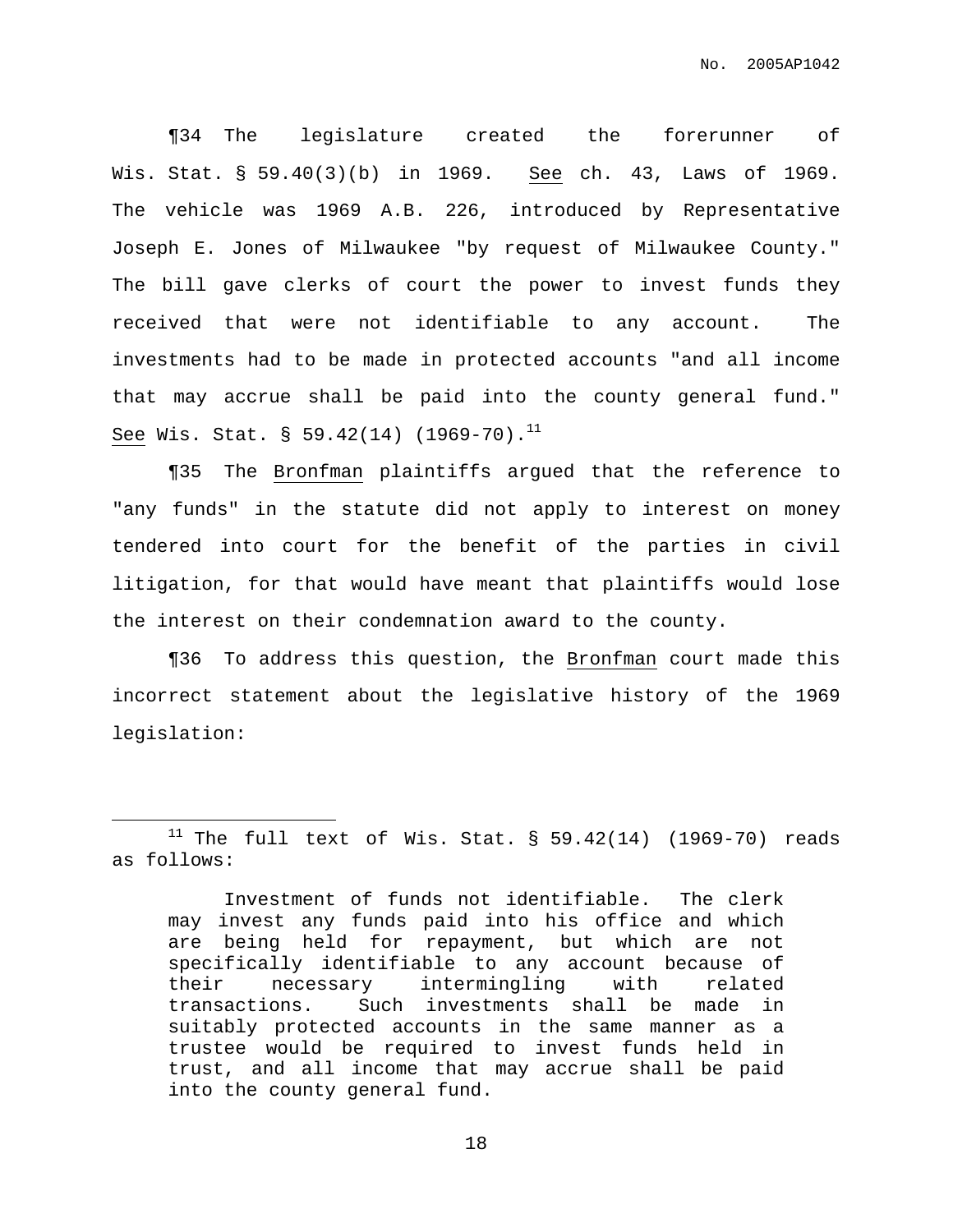¶34 The legislature created the forerunner of Wis. Stat. § 59.40(3)(b) in 1969. See ch. 43, Laws of 1969. The vehicle was 1969 A.B. 226, introduced by Representative Joseph E. Jones of Milwaukee "by request of Milwaukee County." The bill gave clerks of court the power to invest funds they received that were not identifiable to any account. The investments had to be made in protected accounts "and all income that may accrue shall be paid into the county general fund." See Wis. Stat. § 59.42(14) (1969-70).[11]

¶35 The Bronfman plaintiffs argued that the reference to "any funds" in the statute did not apply to interest on money tendered into court for the benefit of the parties in civil litigation, for that would have meant that plaintiffs would lose the interest on their condemnation award to the county.

¶36 To address this question, the Bronfman court made this incorrect statement about the legislative history of the 1969 legislation:

---

[11] The full text of Wis. Stat. § 59.42(14) (1969-70) reads as follows:

> Investment of funds not identifiable. The clerk may invest any funds paid into his office and which are being held for repayment, but which are not specifically identifiable to any account because of their necessary intermingling with related transactions. Such investments shall be made in suitably protected accounts in the same manner as a trustee would be required to invest funds held in trust, and all income that may accrue shall be paid into the county general fund.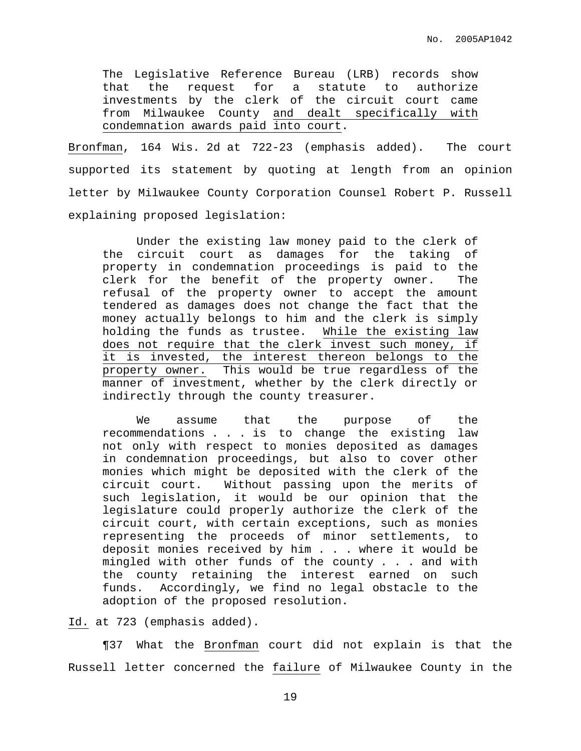> The Legislative Reference Bureau (LRB) records show that the request for a statute to authorize investments by the clerk of the circuit court came from Milwaukee County <u>and dealt specifically with condemnation awards paid into court</u>.

<u>Bronfman</u>, 164 Wis. 2d at 722-23 (emphasis added). The court supported its statement by quoting at length from an opinion letter by Milwaukee County Corporation Counsel Robert P. Russell explaining proposed legislation:

> Under the existing law money paid to the clerk of the circuit court as damages for the taking of property in condemnation proceedings is paid to the clerk for the benefit of the property owner. The refusal of the property owner to accept the amount tendered as damages does not change the fact that the money actually belongs to him and the clerk is simply holding the funds as trustee. <u>While the existing law does not require that the clerk invest such money, if it is invested, the interest thereon belongs to the property owner.</u> This would be true regardless of the manner of investment, whether by the clerk directly or indirectly through the county treasurer.
>
> We assume that the purpose of the recommendations . . . is to change the existing law not only with respect to monies deposited as damages in condemnation proceedings, but also to cover other monies which might be deposited with the clerk of the circuit court. Without passing upon the merits of such legislation, it would be our opinion that the legislature could properly authorize the clerk of the circuit court, with certain exceptions, such as monies representing the proceeds of minor settlements, to deposit monies received by him . . . where it would be mingled with other funds of the county . . . and with the county retaining the interest earned on such funds. Accordingly, we find no legal obstacle to the adoption of the proposed resolution.

<u>Id.</u> at 723 (emphasis added).

¶37 What the <u>Bronfman</u> court did not explain is that the Russell letter concerned the <u>failure</u> of Milwaukee County in the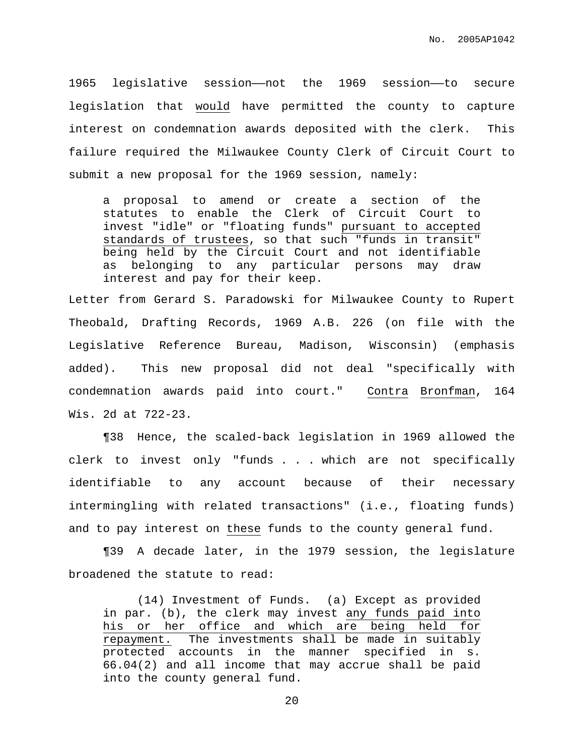1965 legislative session——not the 1969 session——to secure legislation that <u>would</u> have permitted the county to capture interest on condemnation awards deposited with the clerk. This failure required the Milwaukee County Clerk of Circuit Court to submit a new proposal for the 1969 session, namely:

> a proposal to amend or create a section of the statutes to enable the Clerk of Circuit Court to invest "idle" or "floating funds" <u>pursuant to accepted standards of trustees</u>, so that such "funds in transit" being held by the Circuit Court and not identifiable as belonging to any particular persons may draw interest and pay for their keep.

Letter from Gerard S. Paradowski for Milwaukee County to Rupert Theobald, Drafting Records, 1969 A.B. 226 (on file with the Legislative Reference Bureau, Madison, Wisconsin) (emphasis added). This new proposal did not deal "specifically with condemnation awards paid into court." <u>Contra</u> <u>Bronfman</u>, 164 Wis. 2d at 722-23.

¶38 Hence, the scaled-back legislation in 1969 allowed the clerk to invest only "funds . . . which are not specifically identifiable to any account because of their necessary intermingling with related transactions" (i.e., floating funds) and to pay interest on <u>these</u> funds to the county general fund.

¶39 A decade later, in the 1979 session, the legislature broadened the statute to read:

> (14) Investment of Funds. (a) Except as provided in par. (b), the clerk may invest <u>any funds paid into his or her office and which are being held for repayment.</u> The investments shall be made in suitably protected accounts in the manner specified in s. 66.04(2) and all income that may accrue shall be paid into the county general fund.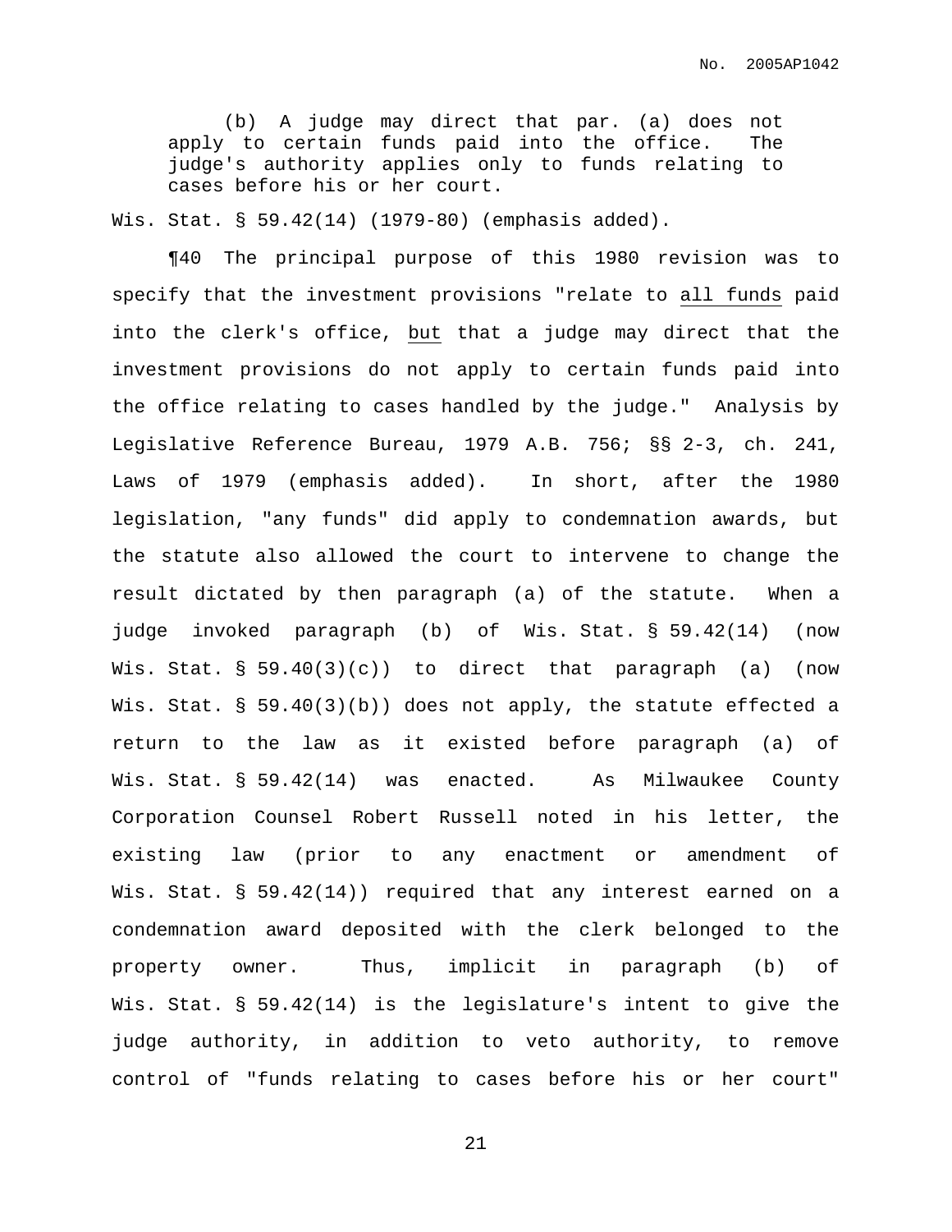> (b) A judge may direct that par. (a) does not apply to certain funds paid into the office. The judge's authority applies only to funds relating to cases before his or her court.

Wis. Stat. § 59.42(14) (1979-80) (emphasis added).

¶40 The principal purpose of this 1980 revision was to specify that the investment provisions "relate to <u>all funds</u> paid into the clerk's office, <u>but</u> that a judge may direct that the investment provisions do not apply to certain funds paid into the office relating to cases handled by the judge." Analysis by Legislative Reference Bureau, 1979 A.B. 756; §§ 2-3, ch. 241, Laws of 1979 (emphasis added). In short, after the 1980 legislation, "any funds" did apply to condemnation awards, but the statute also allowed the court to intervene to change the result dictated by then paragraph (a) of the statute. When a judge invoked paragraph (b) of Wis. Stat. § 59.42(14) (now Wis. Stat. § 59.40(3)(c)) to direct that paragraph (a) (now Wis. Stat. § 59.40(3)(b)) does not apply, the statute effected a return to the law as it existed before paragraph (a) of Wis. Stat. § 59.42(14) was enacted. As Milwaukee County Corporation Counsel Robert Russell noted in his letter, the existing law (prior to any enactment or amendment of Wis. Stat. § 59.42(14)) required that any interest earned on a condemnation award deposited with the clerk belonged to the property owner. Thus, implicit in paragraph (b) of Wis. Stat. § 59.42(14) is the legislature's intent to give the judge authority, in addition to veto authority, to remove control of "funds relating to cases before his or her court"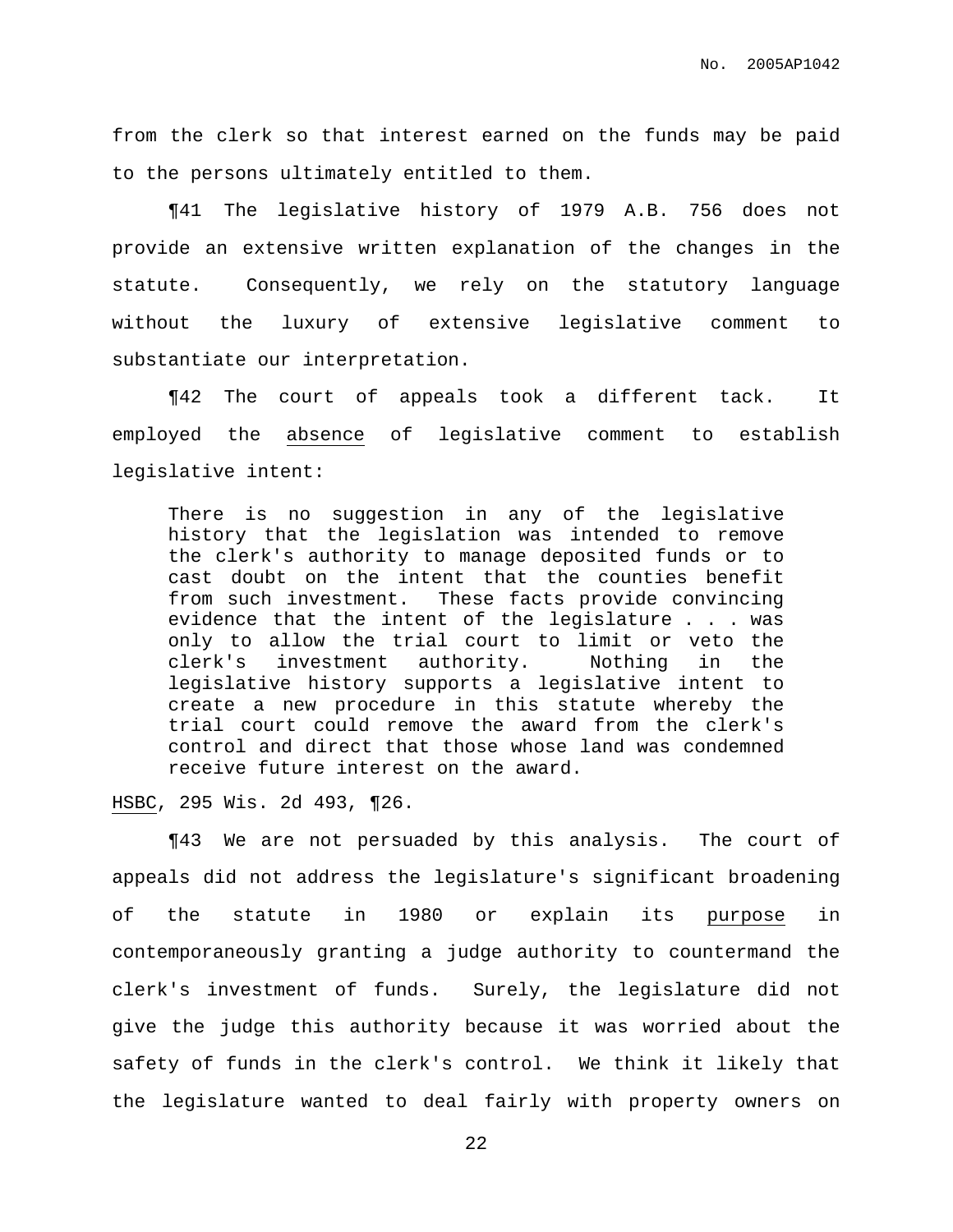from the clerk so that interest earned on the funds may be paid to the persons ultimately entitled to them.

¶41 The legislative history of 1979 A.B. 756 does not provide an extensive written explanation of the changes in the statute. Consequently, we rely on the statutory language without the luxury of extensive legislative comment to substantiate our interpretation.

¶42 The court of appeals took a different tack. It employed the <u>absence</u> of legislative comment to establish legislative intent:

> There is no suggestion in any of the legislative history that the legislation was intended to remove the clerk's authority to manage deposited funds or to cast doubt on the intent that the counties benefit from such investment. These facts provide convincing evidence that the intent of the legislature . . . was only to allow the trial court to limit or veto the clerk's investment authority. Nothing in the legislative history supports a legislative intent to create a new procedure in this statute whereby the trial court could remove the award from the clerk's control and direct that those whose land was condemned receive future interest on the award.

<u>HSBC</u>, 295 Wis. 2d 493, ¶26.

¶43 We are not persuaded by this analysis. The court of appeals did not address the legislature's significant broadening of the statute in 1980 or explain its <u>purpose</u> in contemporaneously granting a judge authority to countermand the clerk's investment of funds. Surely, the legislature did not give the judge this authority because it was worried about the safety of funds in the clerk's control. We think it likely that the legislature wanted to deal fairly with property owners on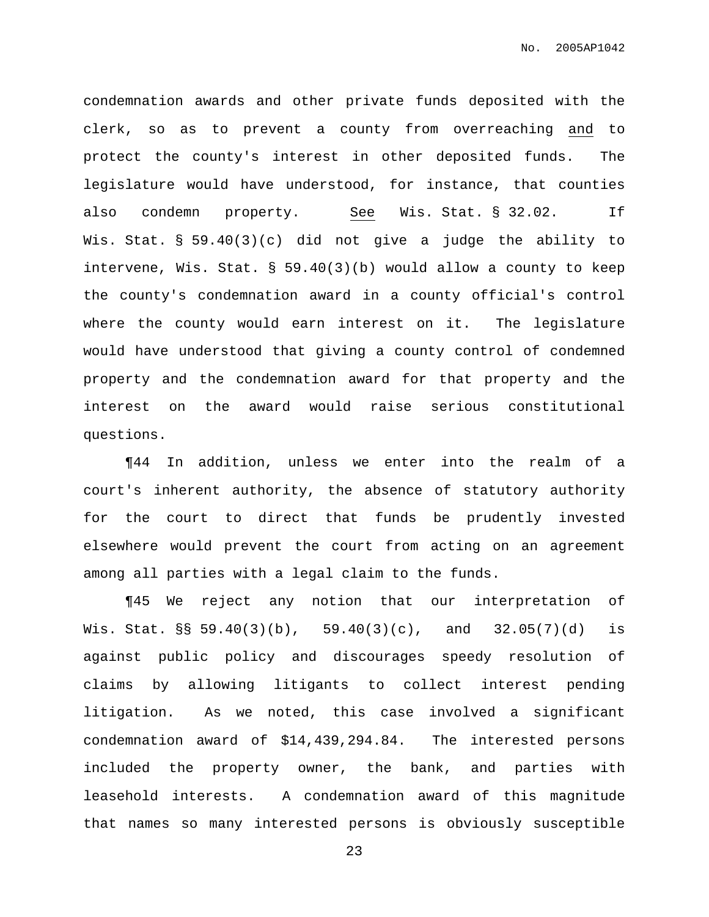condemnation awards and other private funds deposited with the clerk, so as to prevent a county from overreaching and to protect the county's interest in other deposited funds. The legislature would have understood, for instance, that counties also condemn property. See Wis. Stat. § 32.02. If Wis. Stat. § 59.40(3)(c) did not give a judge the ability to intervene, Wis. Stat. § 59.40(3)(b) would allow a county to keep the county's condemnation award in a county official's control where the county would earn interest on it. The legislature would have understood that giving a county control of condemned property and the condemnation award for that property and the interest on the award would raise serious constitutional questions.

¶44 In addition, unless we enter into the realm of a court's inherent authority, the absence of statutory authority for the court to direct that funds be prudently invested elsewhere would prevent the court from acting on an agreement among all parties with a legal claim to the funds.

¶45 We reject any notion that our interpretation of Wis. Stat. §§ 59.40(3)(b), 59.40(3)(c), and 32.05(7)(d) is against public policy and discourages speedy resolution of claims by allowing litigants to collect interest pending litigation. As we noted, this case involved a significant condemnation award of $14,439,294.84. The interested persons included the property owner, the bank, and parties with leasehold interests. A condemnation award of this magnitude that names so many interested persons is obviously susceptible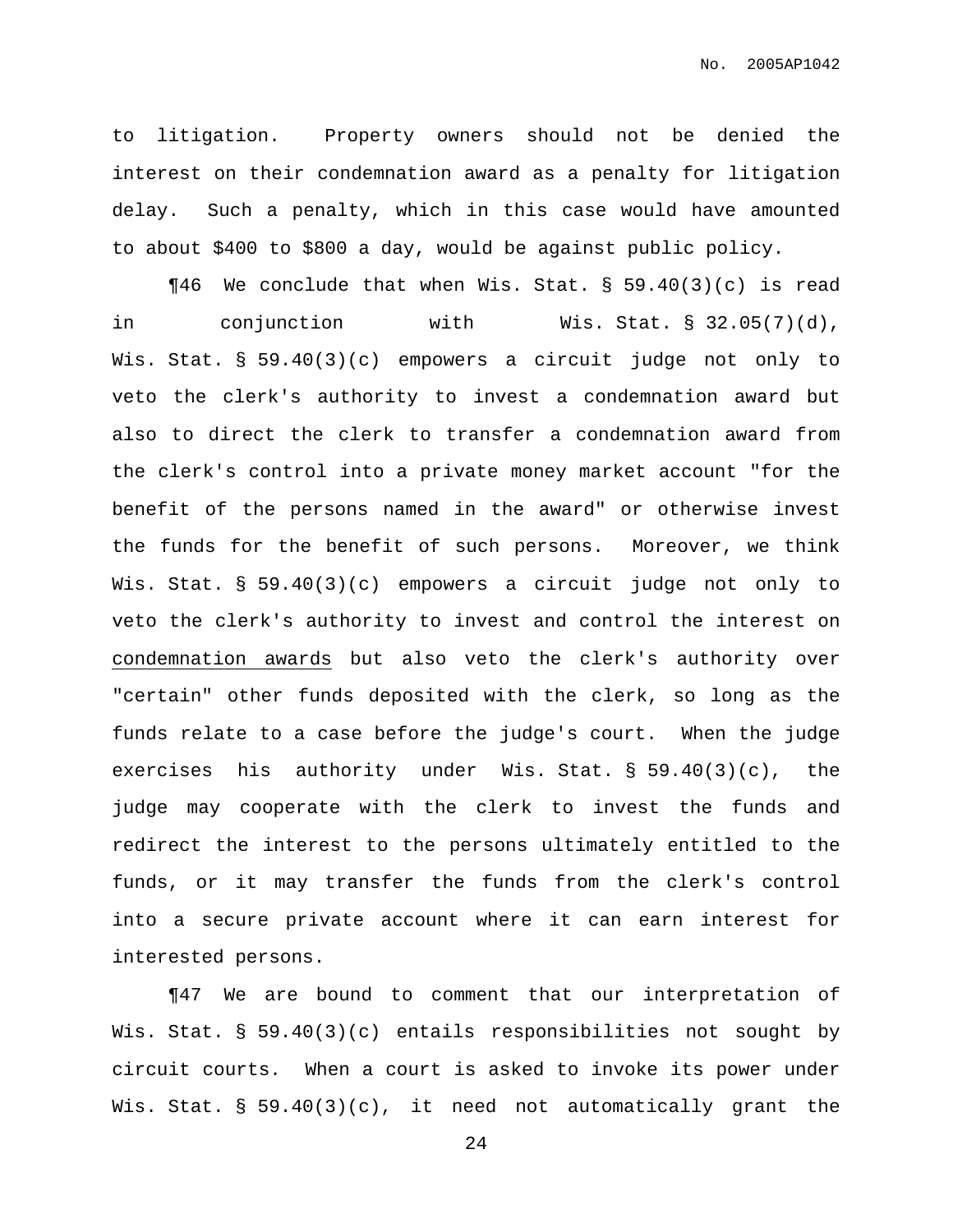to litigation. Property owners should not be denied the interest on their condemnation award as a penalty for litigation delay. Such a penalty, which in this case would have amounted to about $400 to $800 a day, would be against public policy.

¶46 We conclude that when Wis. Stat. § 59.40(3)(c) is read in conjunction with Wis. Stat. § 32.05(7)(d), Wis. Stat. § 59.40(3)(c) empowers a circuit judge not only to veto the clerk's authority to invest a condemnation award but also to direct the clerk to transfer a condemnation award from the clerk's control into a private money market account "for the benefit of the persons named in the award" or otherwise invest the funds for the benefit of such persons. Moreover, we think Wis. Stat. § 59.40(3)(c) empowers a circuit judge not only to veto the clerk's authority to invest and control the interest on condemnation awards but also veto the clerk's authority over "certain" other funds deposited with the clerk, so long as the funds relate to a case before the judge's court. When the judge exercises his authority under Wis. Stat. § 59.40(3)(c), the judge may cooperate with the clerk to invest the funds and redirect the interest to the persons ultimately entitled to the funds, or it may transfer the funds from the clerk's control into a secure private account where it can earn interest for interested persons.

¶47 We are bound to comment that our interpretation of Wis. Stat. § 59.40(3)(c) entails responsibilities not sought by circuit courts. When a court is asked to invoke its power under Wis. Stat. § 59.40(3)(c), it need not automatically grant the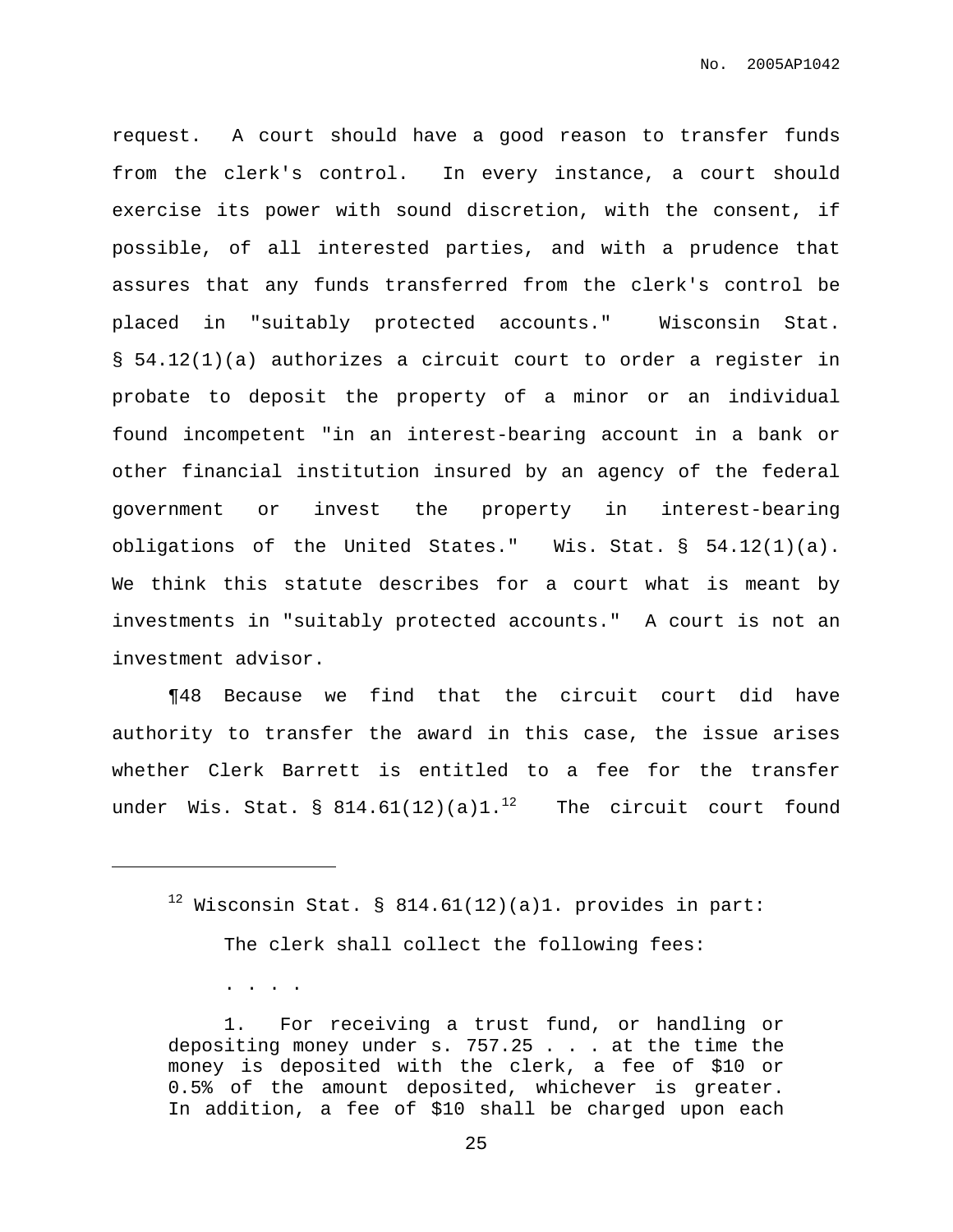request. A court should have a good reason to transfer funds from the clerk's control. In every instance, a court should exercise its power with sound discretion, with the consent, if possible, of all interested parties, and with a prudence that assures that any funds transferred from the clerk's control be placed in "suitably protected accounts." Wisconsin Stat. § 54.12(1)(a) authorizes a circuit court to order a register in probate to deposit the property of a minor or an individual found incompetent "in an interest-bearing account in a bank or other financial institution insured by an agency of the federal government or invest the property in interest-bearing obligations of the United States." Wis. Stat. § 54.12(1)(a). We think this statute describes for a court what is meant by investments in "suitably protected accounts." A court is not an investment advisor.

¶48 Because we find that the circuit court did have authority to transfer the award in this case, the issue arises whether Clerk Barrett is entitled to a fee for the transfer under Wis. Stat. § 814.61(12)(a)1.[12] The circuit court found

---

[12] Wisconsin Stat. § 814.61(12)(a)1. provides in part:

> The clerk shall collect the following fees:
>
> . . . .
>
> 1. For receiving a trust fund, or handling or depositing money under s. 757.25 . . . at the time the money is deposited with the clerk, a fee of $10 or 0.5% of the amount deposited, whichever is greater. In addition, a fee of $10 shall be charged upon each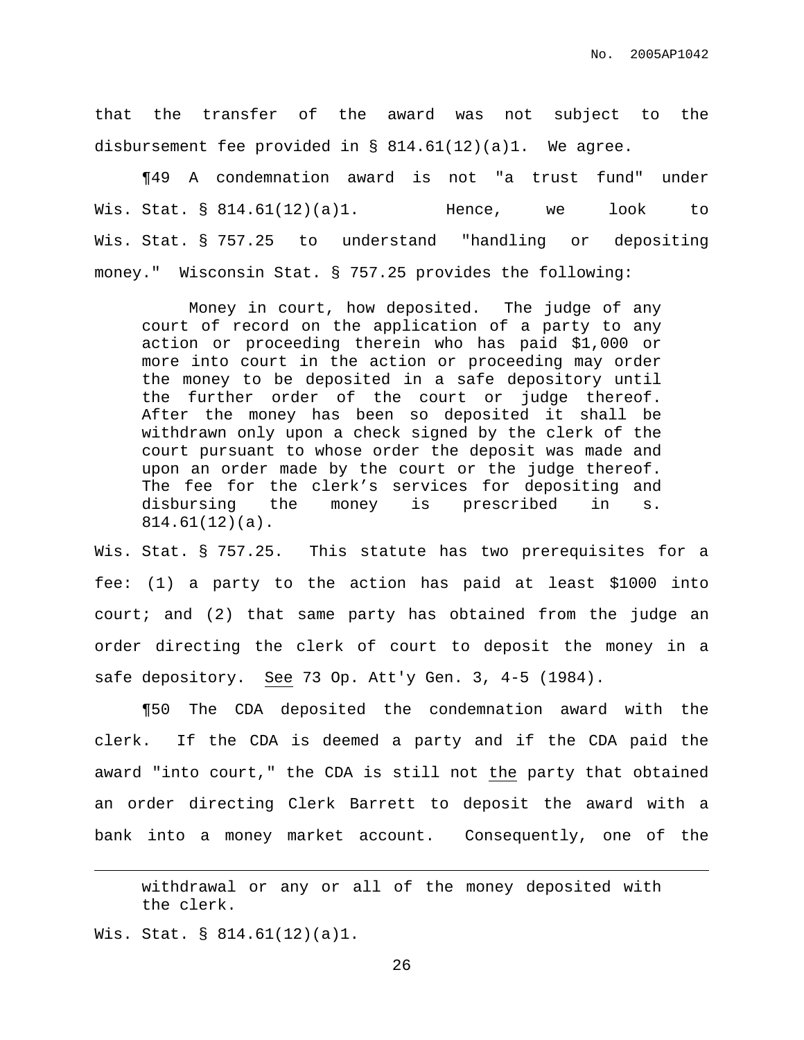that the transfer of the award was not subject to the disbursement fee provided in § 814.61(12)(a)1. We agree.

¶49 A condemnation award is not "a trust fund" under Wis. Stat. § 814.61(12)(a)1. Hence, we look to Wis. Stat. § 757.25 to understand "handling or depositing money." Wisconsin Stat. § 757.25 provides the following:

> Money in court, how deposited. The judge of any court of record on the application of a party to any action or proceeding therein who has paid $1,000 or more into court in the action or proceeding may order the money to be deposited in a safe depository until the further order of the court or judge thereof. After the money has been so deposited it shall be withdrawn only upon a check signed by the clerk of the court pursuant to whose order the deposit was made and upon an order made by the court or the judge thereof. The fee for the clerk's services for depositing and disbursing the money is prescribed in s. 814.61(12)(a).

Wis. Stat. § 757.25. This statute has two prerequisites for a fee: (1) a party to the action has paid at least $1000 into court; and (2) that same party has obtained from the judge an order directing the clerk of court to deposit the money in a safe depository. <u>See</u> 73 Op. Att'y Gen. 3, 4-5 (1984).

¶50 The CDA deposited the condemnation award with the clerk. If the CDA is deemed a party and if the CDA paid the award "into court," the CDA is still not <u>the</u> party that obtained an order directing Clerk Barrett to deposit the award with a bank into a money market account. Consequently, one of the

---

> withdrawal or any or all of the money deposited with the clerk.

Wis. Stat. § 814.61(12)(a)1.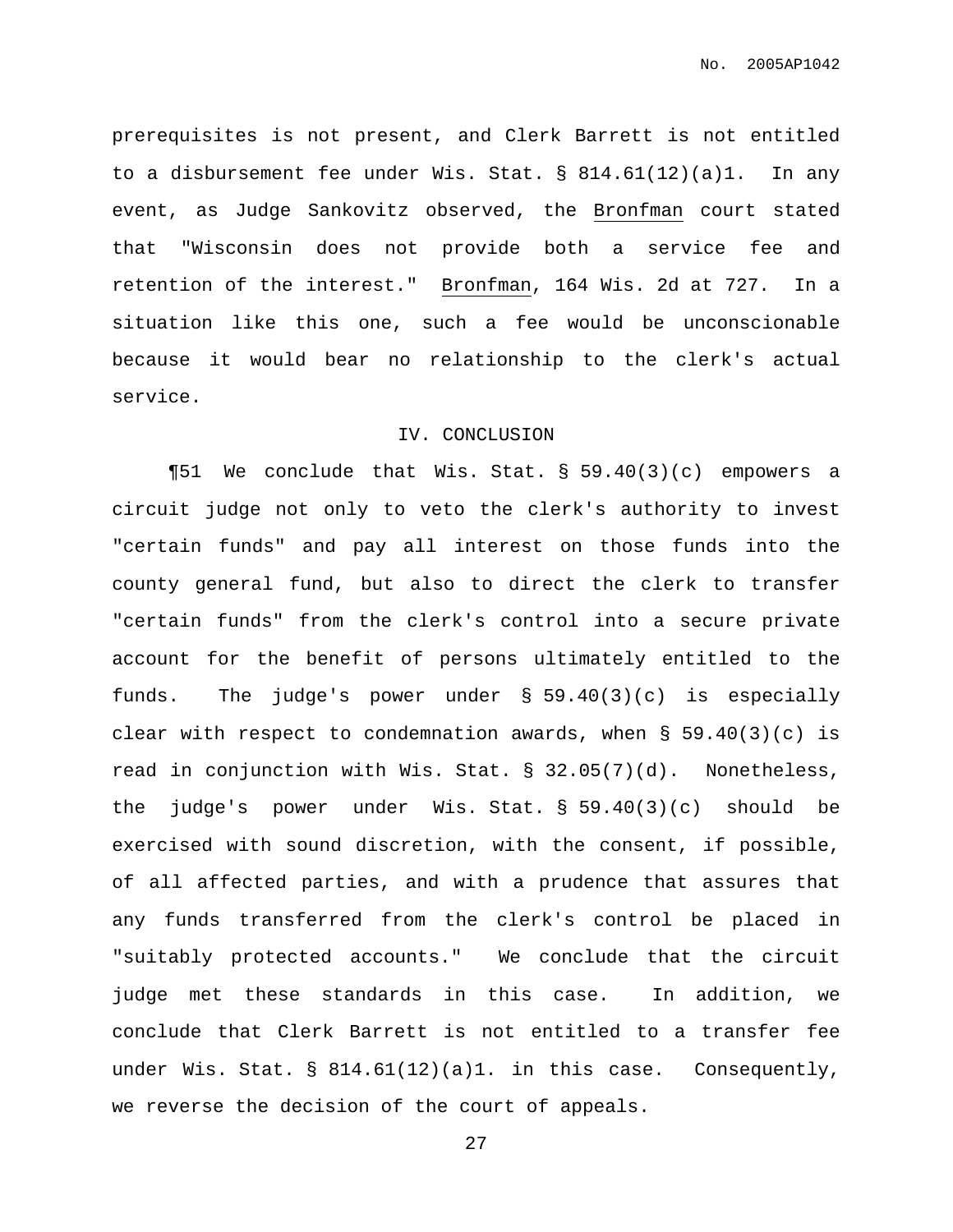prerequisites is not present, and Clerk Barrett is not entitled to a disbursement fee under Wis. Stat. § 814.61(12)(a)1. In any event, as Judge Sankovitz observed, the Bronfman court stated that "Wisconsin does not provide both a service fee and retention of the interest." Bronfman, 164 Wis. 2d at 727. In a situation like this one, such a fee would be unconscionable because it would bear no relationship to the clerk's actual service.

## IV. CONCLUSION

¶51 We conclude that Wis. Stat. § 59.40(3)(c) empowers a circuit judge not only to veto the clerk's authority to invest "certain funds" and pay all interest on those funds into the county general fund, but also to direct the clerk to transfer "certain funds" from the clerk's control into a secure private account for the benefit of persons ultimately entitled to the funds. The judge's power under § 59.40(3)(c) is especially clear with respect to condemnation awards, when § 59.40(3)(c) is read in conjunction with Wis. Stat. § 32.05(7)(d). Nonetheless, the judge's power under Wis. Stat. § 59.40(3)(c) should be exercised with sound discretion, with the consent, if possible, of all affected parties, and with a prudence that assures that any funds transferred from the clerk's control be placed in "suitably protected accounts." We conclude that the circuit judge met these standards in this case. In addition, we conclude that Clerk Barrett is not entitled to a transfer fee under Wis. Stat. § 814.61(12)(a)1. in this case. Consequently, we reverse the decision of the court of appeals.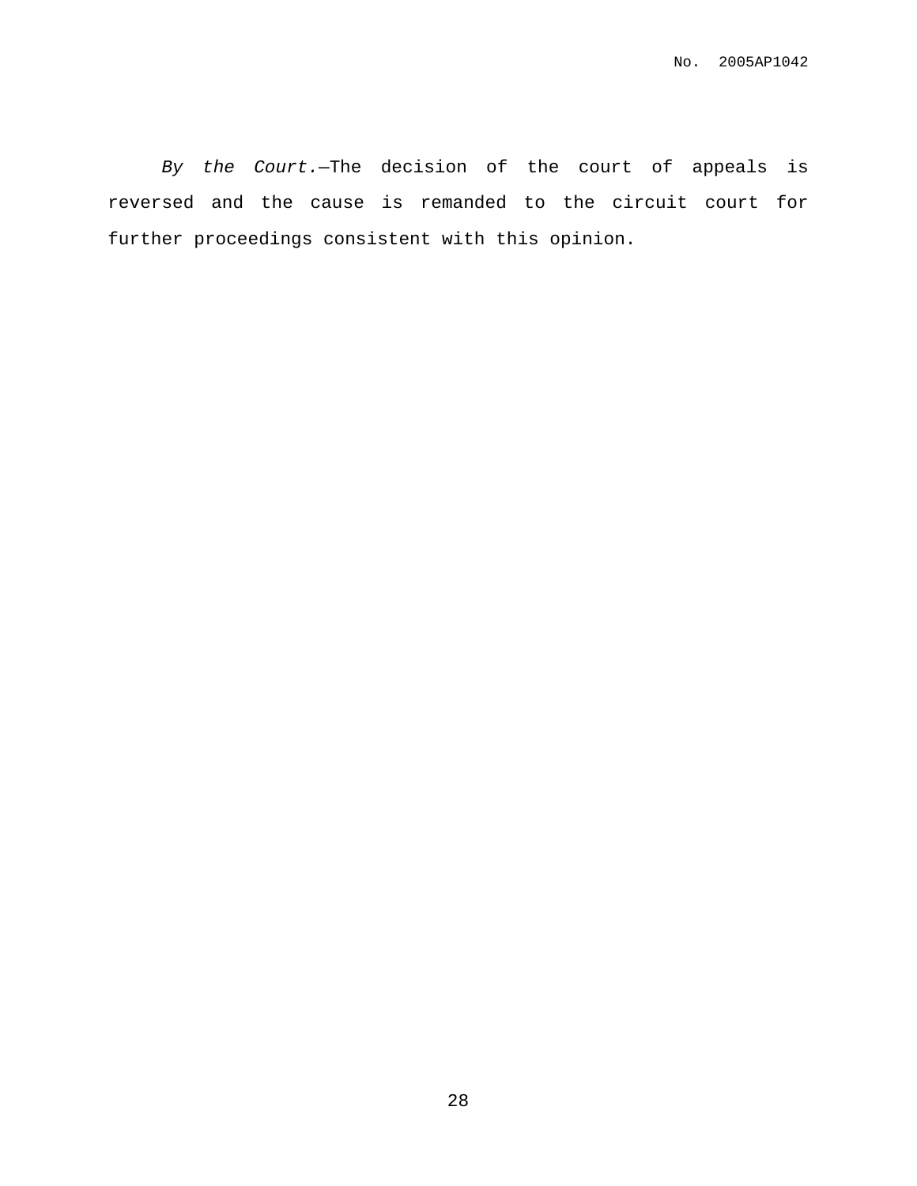*By the Court.*—The decision of the court of appeals is reversed and the cause is remanded to the circuit court for further proceedings consistent with this opinion.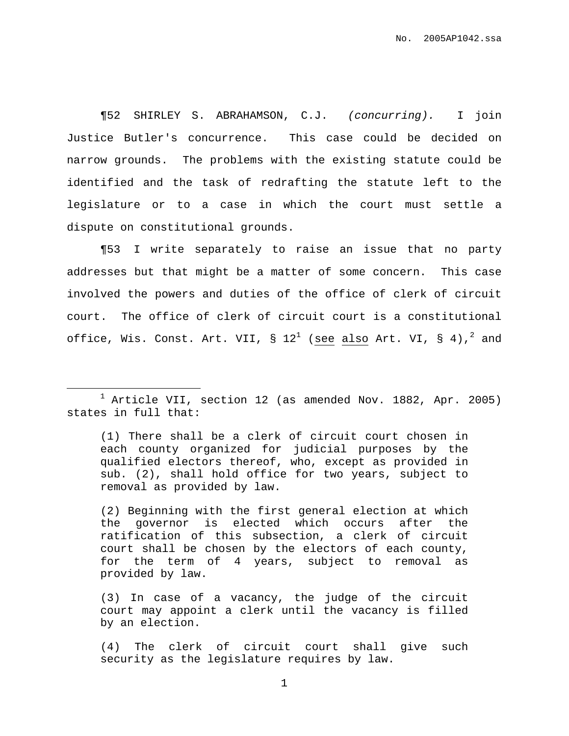¶52 SHIRLEY S. ABRAHAMSON, C.J. *(concurring).* I join Justice Butler's concurrence. This case could be decided on narrow grounds. The problems with the existing statute could be identified and the task of redrafting the statute left to the legislature or to a case in which the court must settle a dispute on constitutional grounds.

¶53 I write separately to raise an issue that no party addresses but that might be a matter of some concern. This case involved the powers and duties of the office of clerk of circuit court. The office of clerk of circuit court is a constitutional office, Wis. Const. Art. VII, § 12[1] (see also Art. VI, § 4),[2] and

---

[1] Article VII, section 12 (as amended Nov. 1882, Apr. 2005) states in full that:

> (1) There shall be a clerk of circuit court chosen in each county organized for judicial purposes by the qualified electors thereof, who, except as provided in sub. (2), shall hold office for two years, subject to removal as provided by law.
>
> (2) Beginning with the first general election at which the governor is elected which occurs after the ratification of this subsection, a clerk of circuit court shall be chosen by the electors of each county, for the term of 4 years, subject to removal as provided by law.
>
> (3) In case of a vacancy, the judge of the circuit court may appoint a clerk until the vacancy is filled by an election.
>
> (4) The clerk of circuit court shall give such security as the legislature requires by law.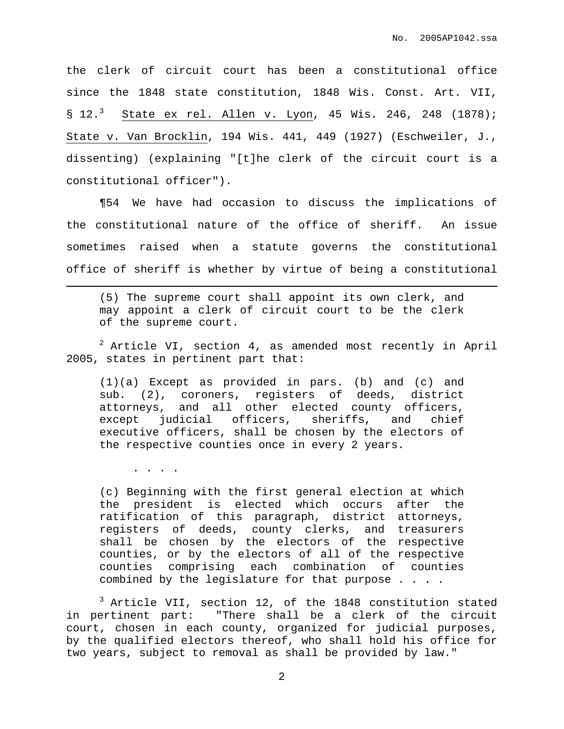the clerk of circuit court has been a constitutional office since the 1848 state constitution, 1848 Wis. Const. Art. VII, § 12.[3] State ex rel. Allen v. Lyon, 45 Wis. 246, 248 (1878); State v. Van Brocklin, 194 Wis. 441, 449 (1927) (Eschweiler, J., dissenting) (explaining "[t]he clerk of the circuit court is a constitutional officer").

¶54 We have had occasion to discuss the implications of the constitutional nature of the office of sheriff. An issue sometimes raised when a statute governs the constitutional office of sheriff is whether by virtue of being a constitutional

---

> (5) The supreme court shall appoint its own clerk, and may appoint a clerk of circuit court to be the clerk of the supreme court.

[2] Article VI, section 4, as amended most recently in April 2005, states in pertinent part that:

> (1)(a) Except as provided in pars. (b) and (c) and sub. (2), coroners, registers of deeds, district attorneys, and all other elected county officers, except judicial officers, sheriffs, and chief executive officers, shall be chosen by the electors of the respective counties once in every 2 years.
>
> . . . .
>
> (c) Beginning with the first general election at which the president is elected which occurs after the ratification of this paragraph, district attorneys, registers of deeds, county clerks, and treasurers shall be chosen by the electors of the respective counties, or by the electors of all of the respective counties comprising each combination of counties combined by the legislature for that purpose . . . .

[3] Article VII, section 12, of the 1848 constitution stated in pertinent part: "There shall be a clerk of the circuit court, chosen in each county, organized for judicial purposes, by the qualified electors thereof, who shall hold his office for two years, subject to removal as shall be provided by law."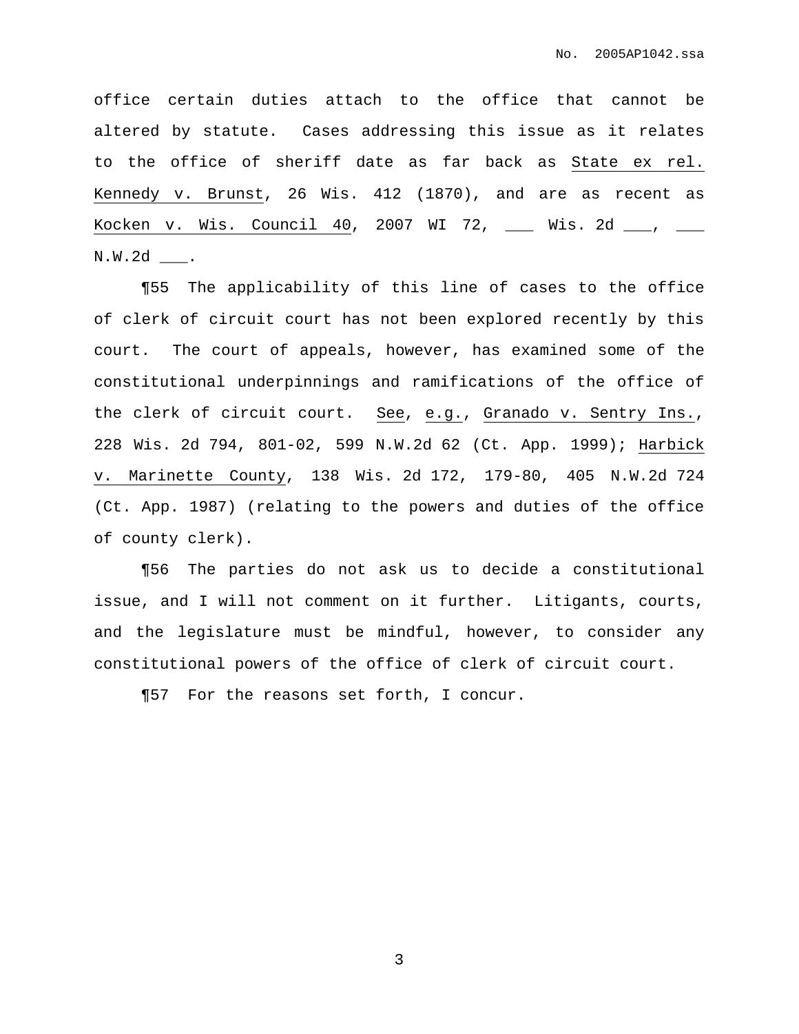office certain duties attach to the office that cannot be altered by statute. Cases addressing this issue as it relates to the office of sheriff date as far back as State ex rel. Kennedy v. Brunst, 26 Wis. 412 (1870), and are as recent as Kocken v. Wis. Council 40, 2007 WI 72, ___ Wis. 2d ___, ___ N.W.2d ___.

¶55 The applicability of this line of cases to the office of clerk of circuit court has not been explored recently by this court. The court of appeals, however, has examined some of the constitutional underpinnings and ramifications of the office of the clerk of circuit court. See, e.g., Granado v. Sentry Ins., 228 Wis. 2d 794, 801-02, 599 N.W.2d 62 (Ct. App. 1999); Harbick v. Marinette County, 138 Wis. 2d 172, 179-80, 405 N.W.2d 724 (Ct. App. 1987) (relating to the powers and duties of the office of county clerk).

¶56 The parties do not ask us to decide a constitutional issue, and I will not comment on it further. Litigants, courts, and the legislature must be mindful, however, to consider any constitutional powers of the office of clerk of circuit court.

¶57 For the reasons set forth, I concur.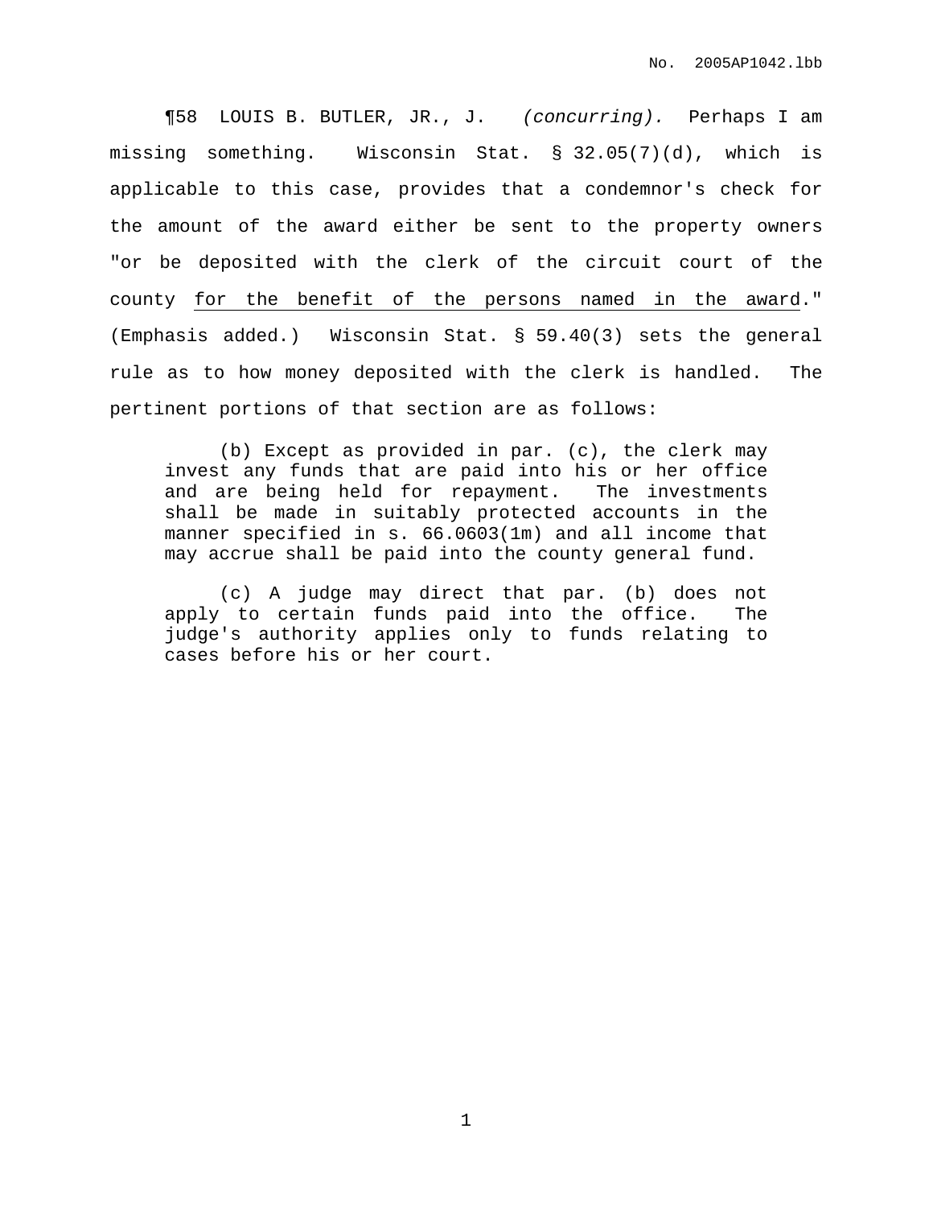¶58 LOUIS B. BUTLER, JR., J. *(concurring).* Perhaps I am missing something. Wisconsin Stat. § 32.05(7)(d), which is applicable to this case, provides that a condemnor's check for the amount of the award either be sent to the property owners "or be deposited with the clerk of the circuit court of the county <u>for the benefit of the persons named in the award</u>." (Emphasis added.) Wisconsin Stat. § 59.40(3) sets the general rule as to how money deposited with the clerk is handled. The pertinent portions of that section are as follows:

> (b) Except as provided in par. (c), the clerk may invest any funds that are paid into his or her office and are being held for repayment. The investments shall be made in suitably protected accounts in the manner specified in s. 66.0603(1m) and all income that may accrue shall be paid into the county general fund.
>
> (c) A judge may direct that par. (b) does not apply to certain funds paid into the office. The judge's authority applies only to funds relating to cases before his or her court.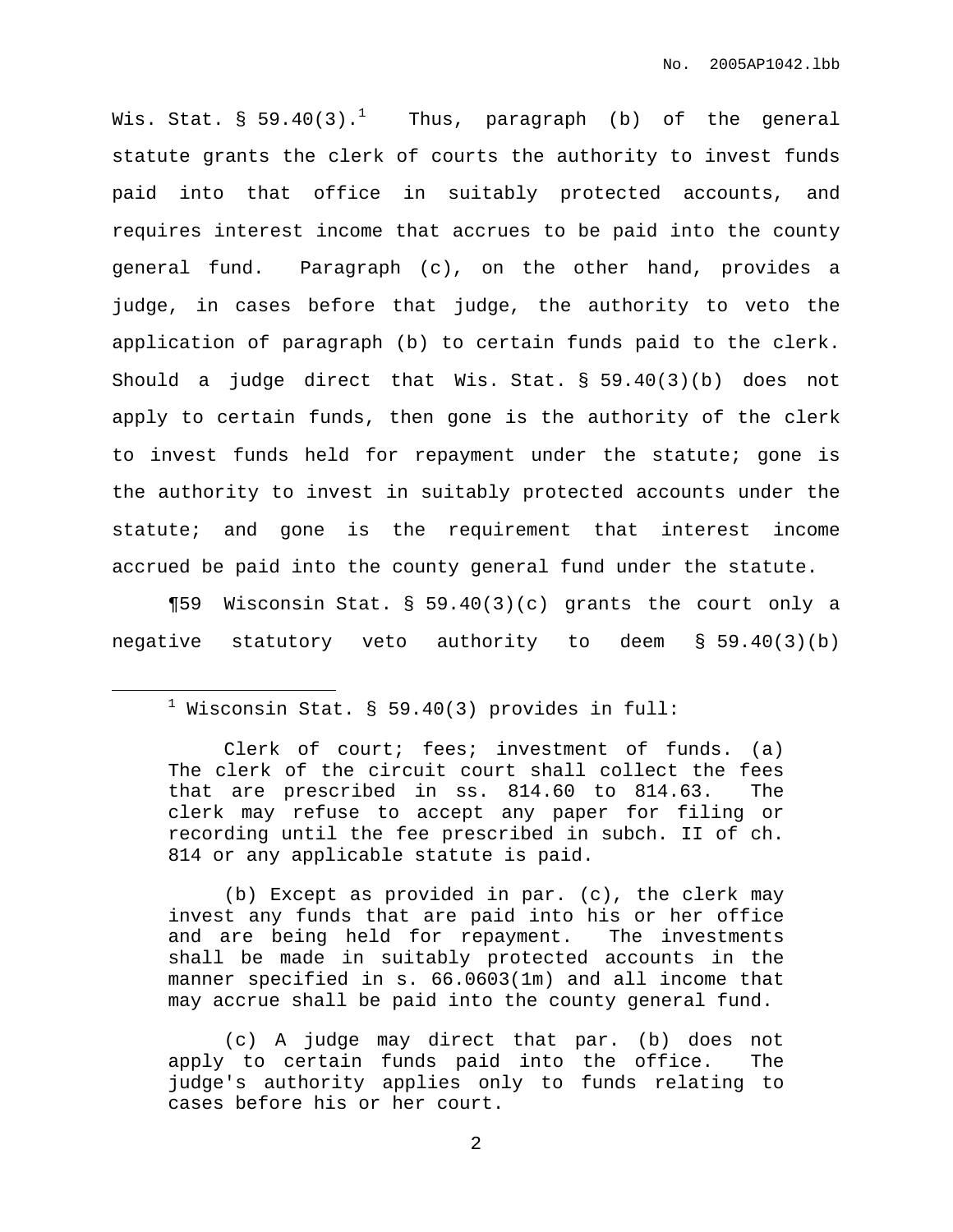Wis. Stat. § 59.40(3).[1] Thus, paragraph (b) of the general statute grants the clerk of courts the authority to invest funds paid into that office in suitably protected accounts, and requires interest income that accrues to be paid into the county general fund. Paragraph (c), on the other hand, provides a judge, in cases before that judge, the authority to veto the application of paragraph (b) to certain funds paid to the clerk. Should a judge direct that Wis. Stat. § 59.40(3)(b) does not apply to certain funds, then gone is the authority of the clerk to invest funds held for repayment under the statute; gone is the authority to invest in suitably protected accounts under the statute; and gone is the requirement that interest income accrued be paid into the county general fund under the statute.

¶59 Wisconsin Stat. § 59.40(3)(c) grants the court only a negative statutory veto authority to deem § 59.40(3)(b)

---

[1] Wisconsin Stat. § 59.40(3) provides in full:

> Clerk of court; fees; investment of funds. (a) The clerk of the circuit court shall collect the fees that are prescribed in ss. 814.60 to 814.63. The clerk may refuse to accept any paper for filing or recording until the fee prescribed in subch. II of ch. 814 or any applicable statute is paid.
>
> (b) Except as provided in par. (c), the clerk may invest any funds that are paid into his or her office and are being held for repayment. The investments shall be made in suitably protected accounts in the manner specified in s. 66.0603(1m) and all income that may accrue shall be paid into the county general fund.
>
> (c) A judge may direct that par. (b) does not apply to certain funds paid into the office. The judge's authority applies only to funds relating to cases before his or her court.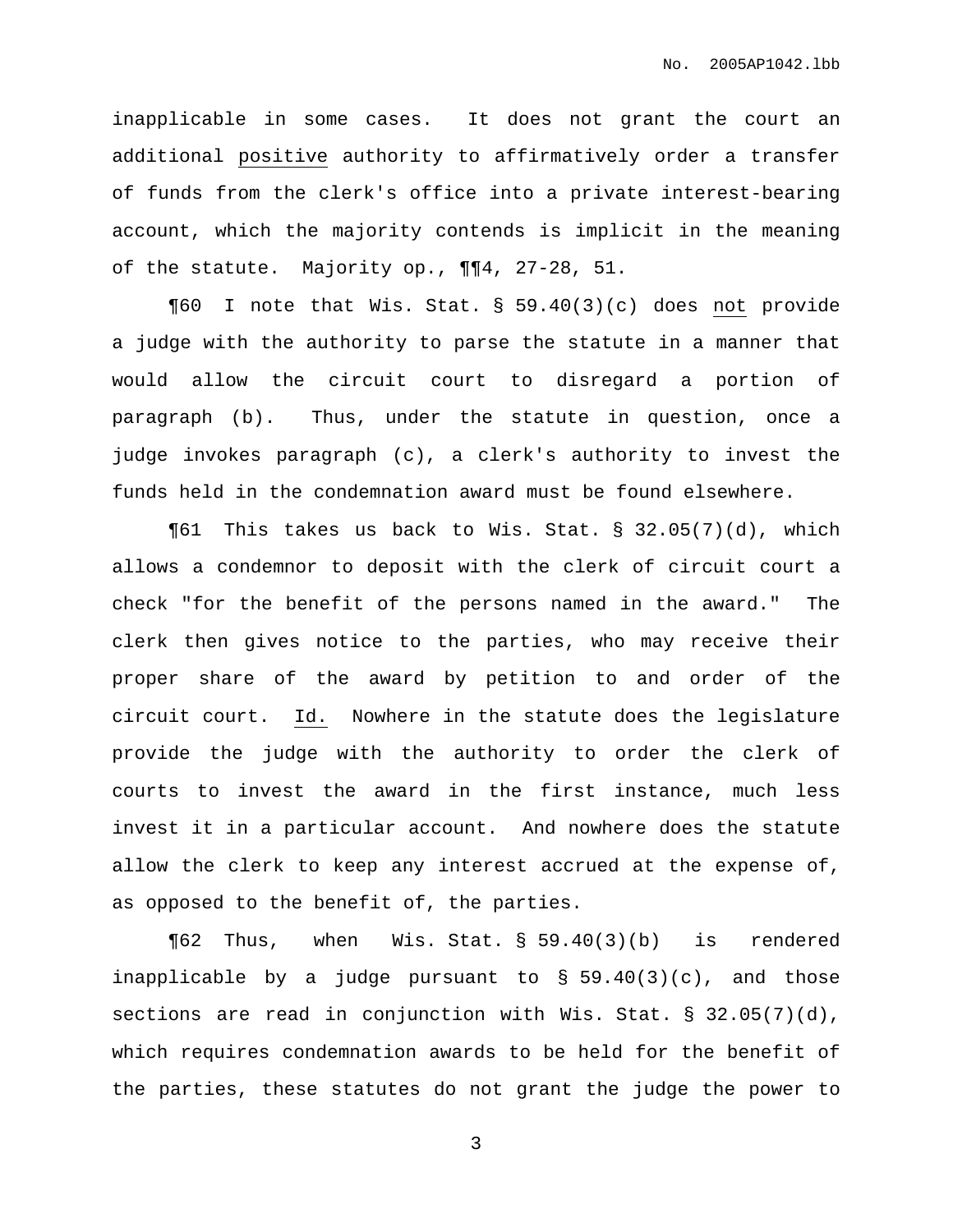inapplicable in some cases. It does not grant the court an additional <u>positive</u> authority to affirmatively order a transfer of funds from the clerk's office into a private interest-bearing account, which the majority contends is implicit in the meaning of the statute. Majority op., ¶¶4, 27-28, 51.

¶60 I note that Wis. Stat. § 59.40(3)(c) does <u>not</u> provide a judge with the authority to parse the statute in a manner that would allow the circuit court to disregard a portion of paragraph (b). Thus, under the statute in question, once a judge invokes paragraph (c), a clerk's authority to invest the funds held in the condemnation award must be found elsewhere.

¶61 This takes us back to Wis. Stat. § 32.05(7)(d), which allows a condemnor to deposit with the clerk of circuit court a check "for the benefit of the persons named in the award." The clerk then gives notice to the parties, who may receive their proper share of the award by petition to and order of the circuit court. <u>Id.</u> Nowhere in the statute does the legislature provide the judge with the authority to order the clerk of courts to invest the award in the first instance, much less invest it in a particular account. And nowhere does the statute allow the clerk to keep any interest accrued at the expense of, as opposed to the benefit of, the parties.

¶62 Thus, when Wis. Stat. § 59.40(3)(b) is rendered inapplicable by a judge pursuant to § 59.40(3)(c), and those sections are read in conjunction with Wis. Stat. § 32.05(7)(d), which requires condemnation awards to be held for the benefit of the parties, these statutes do not grant the judge the power to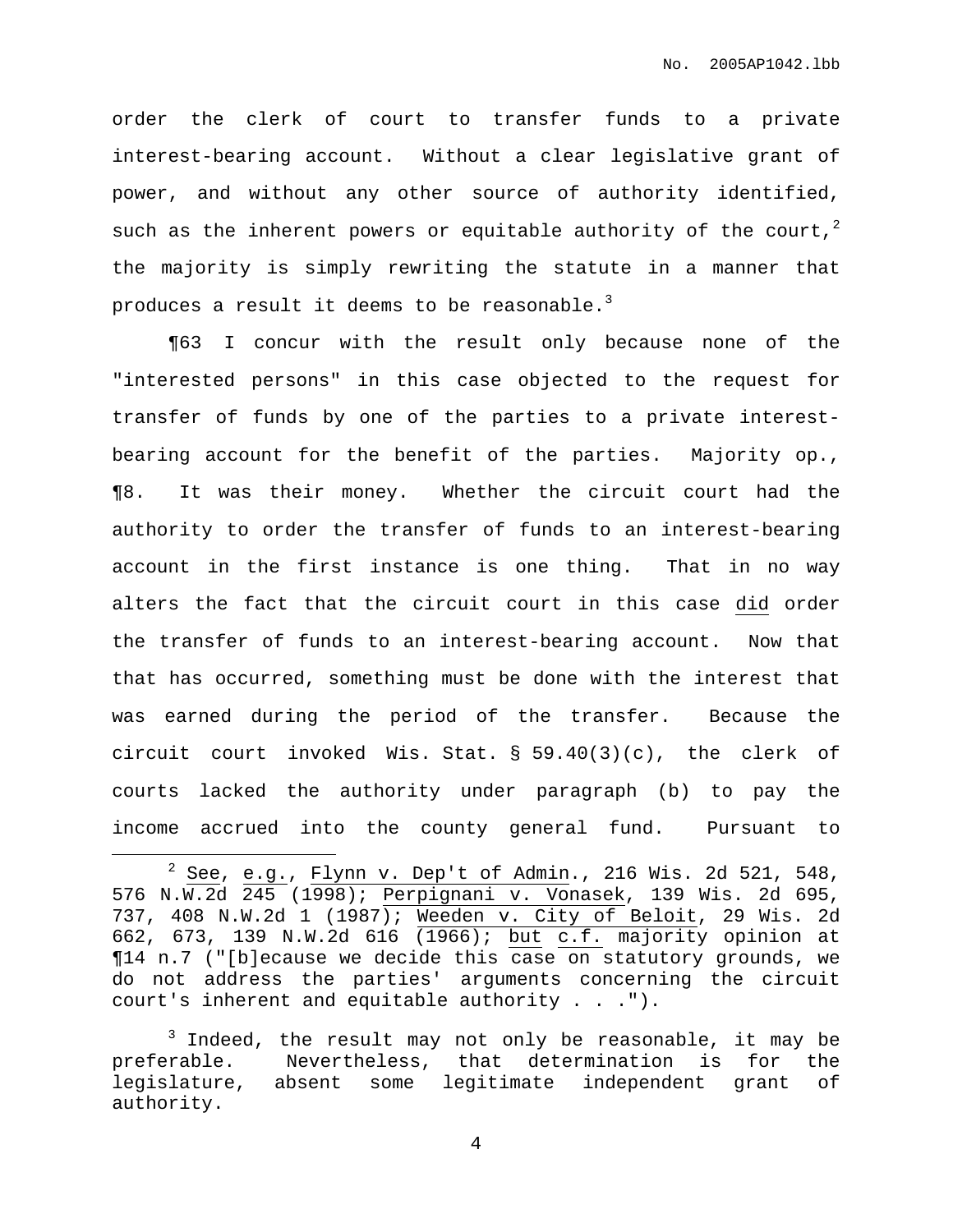order the clerk of court to transfer funds to a private interest-bearing account. Without a clear legislative grant of power, and without any other source of authority identified, such as the inherent powers or equitable authority of the court,[2] the majority is simply rewriting the statute in a manner that produces a result it deems to be reasonable.[3]

¶63 I concur with the result only because none of the "interested persons" in this case objected to the request for transfer of funds by one of the parties to a private interest-bearing account for the benefit of the parties. Majority op., ¶8. It was their money. Whether the circuit court had the authority to order the transfer of funds to an interest-bearing account in the first instance is one thing. That in no way alters the fact that the circuit court in this case did order the transfer of funds to an interest-bearing account. Now that that has occurred, something must be done with the interest that was earned during the period of the transfer. Because the circuit court invoked Wis. Stat. § 59.40(3)(c), the clerk of courts lacked the authority under paragraph (b) to pay the income accrued into the county general fund. Pursuant to

---

[2] See, e.g., Flynn v. Dep't of Admin., 216 Wis. 2d 521, 548, 576 N.W.2d 245 (1998); Perpignani v. Vonasek, 139 Wis. 2d 695, 737, 408 N.W.2d 1 (1987); Weeden v. City of Beloit, 29 Wis. 2d 662, 673, 139 N.W.2d 616 (1966); but c.f. majority opinion at ¶14 n.7 ("[b]ecause we decide this case on statutory grounds, we do not address the parties' arguments concerning the circuit court's inherent and equitable authority . . .").

[3] Indeed, the result may not only be reasonable, it may be preferable. Nevertheless, that determination is for the legislature, absent some legitimate independent grant of authority.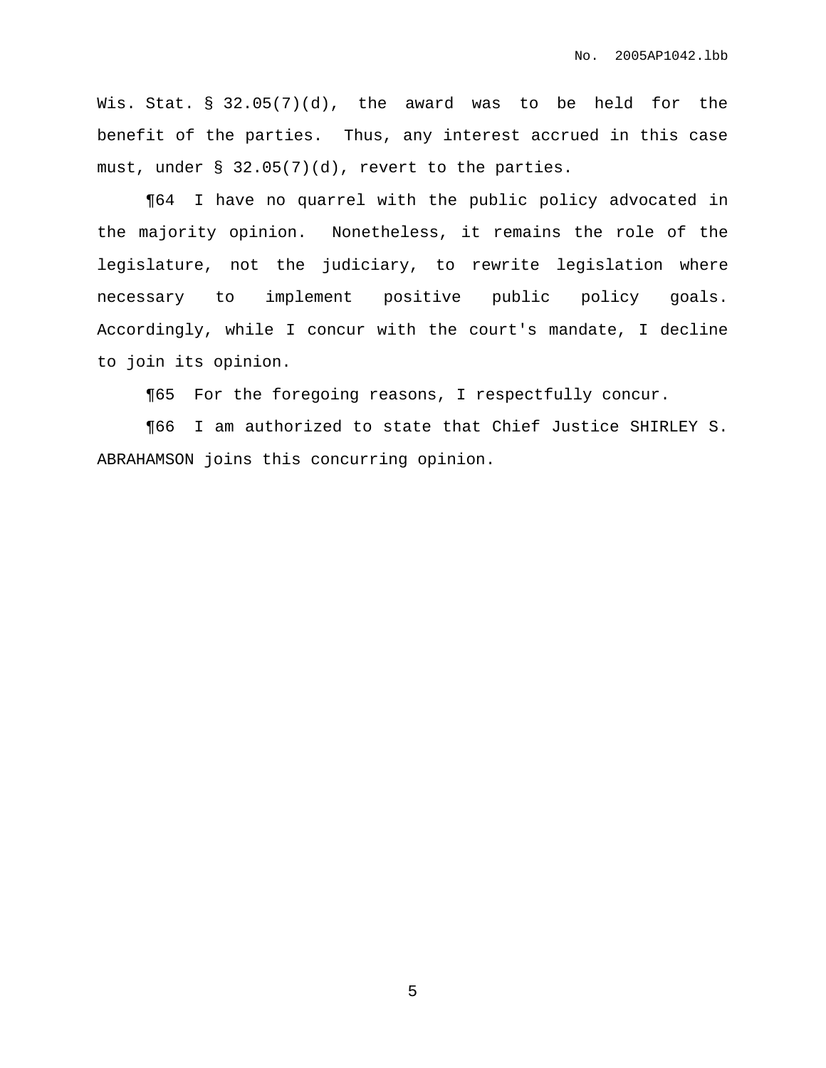Wis. Stat. § 32.05(7)(d), the award was to be held for the benefit of the parties. Thus, any interest accrued in this case must, under § 32.05(7)(d), revert to the parties.

¶64 I have no quarrel with the public policy advocated in the majority opinion. Nonetheless, it remains the role of the legislature, not the judiciary, to rewrite legislation where necessary to implement positive public policy goals. Accordingly, while I concur with the court's mandate, I decline to join its opinion.

¶65 For the foregoing reasons, I respectfully concur.

¶66 I am authorized to state that Chief Justice SHIRLEY S. ABRAHAMSON joins this concurring opinion.